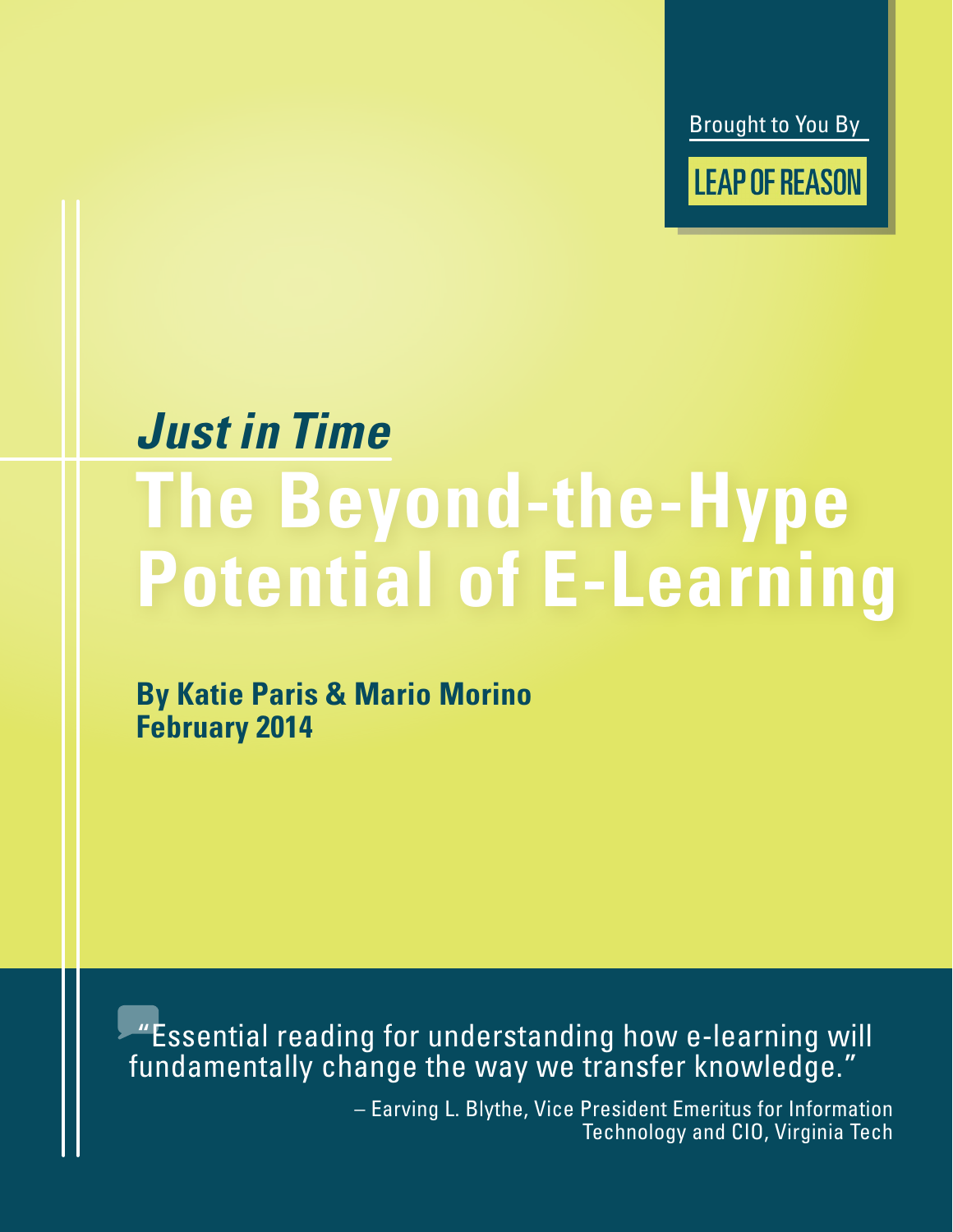Brought to You By

**LEAP OF REASON**

# *Just in Time*

# The Beyond-the-Hype Potential of E-Learning

**By Katie Paris & Mario Morino**
**February 2014**

"Essential reading for understanding how e-learning will fundamentally change the way we transfer knowledge."

– Earving L. Blythe, Vice President Emeritus for Information Technology and CIO, Virginia Tech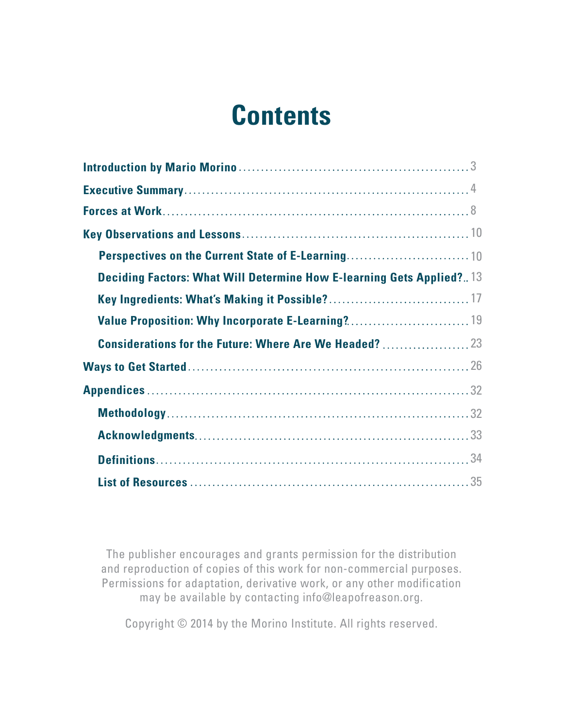# Contents

- **Introduction by Mario Morino** ........ 3
- **Executive Summary** ........ 4
- **Forces at Work** ........ 8
- **Key Observations and Lessons** ........ 10
  - **Perspectives on the Current State of E-Learning** ........ 10
  - **Deciding Factors: What Will Determine How E-learning Gets Applied?** ........ 13
  - **Key Ingredients: What's Making it Possible?** ........ 17
  - **Value Proposition: Why Incorporate E-Learning?** ........ 19
  - **Considerations for the Future: Where Are We Headed?** ........ 23
- **Ways to Get Started** ........ 26
- **Appendices** ........ 32
  - **Methodology** ........ 32
  - **Acknowledgments** ........ 33
  - **Definitions** ........ 34
  - **List of Resources** ........ 35

The publisher encourages and grants permission for the distribution and reproduction of copies of this work for non-commercial purposes. Permissions for adaptation, derivative work, or any other modification may be available by contacting info@leapofreason.org.

Copyright © 2014 by the Morino Institute. All rights reserved.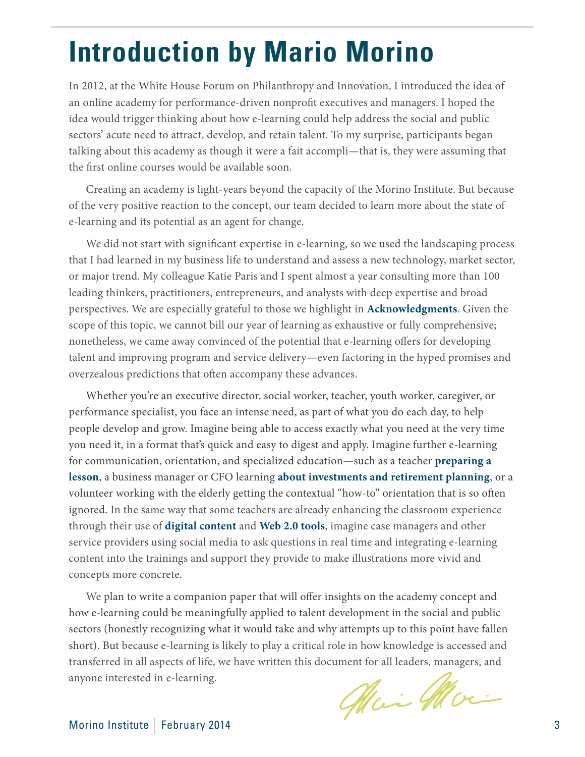# Introduction by Mario Morino

In 2012, at the White House Forum on Philanthropy and Innovation, I introduced the idea of an online academy for performance-driven nonprofit executives and managers. I hoped the idea would trigger thinking about how e-learning could help address the social and public sectors' acute need to attract, develop, and retain talent. To my surprise, participants began talking about this academy as though it were a fait accompli—that is, they were assuming that the first online courses would be available soon.

Creating an academy is light-years beyond the capacity of the Morino Institute. But because of the very positive reaction to the concept, our team decided to learn more about the state of e-learning and its potential as an agent for change.

We did not start with significant expertise in e-learning, so we used the landscaping process that I had learned in my business life to understand and assess a new technology, market sector, or major trend. My colleague Katie Paris and I spent almost a year consulting more than 100 leading thinkers, practitioners, entrepreneurs, and analysts with deep expertise and broad perspectives. We are especially grateful to those we highlight in **Acknowledgments**. Given the scope of this topic, we cannot bill our year of learning as exhaustive or fully comprehensive; nonetheless, we came away convinced of the potential that e-learning offers for developing talent and improving program and service delivery—even factoring in the hyped promises and overzealous predictions that often accompany these advances.

Whether you're an executive director, social worker, teacher, youth worker, caregiver, or performance specialist, you face an intense need, as part of what you do each day, to help people develop and grow. Imagine being able to access exactly what you need at the very time you need it, in a format that's quick and easy to digest and apply. Imagine further e-learning for communication, orientation, and specialized education—such as a teacher **preparing a lesson**, a business manager or CFO learning **about investments and retirement planning**, or a volunteer working with the elderly getting the contextual "how-to" orientation that is so often ignored. In the same way that some teachers are already enhancing the classroom experience through their use of **digital content** and **Web 2.0 tools**, imagine case managers and other service providers using social media to ask questions in real time and integrating e-learning content into the trainings and support they provide to make illustrations more vivid and concepts more concrete.

We plan to write a companion paper that will offer insights on the academy concept and how e-learning could be meaningfully applied to talent development in the social and public sectors (honestly recognizing what it would take and why attempts up to this point have fallen short). But because e-learning is likely to play a critical role in how knowledge is accessed and transferred in all aspects of life, we have written this document for all leaders, managers, and anyone interested in e-learning.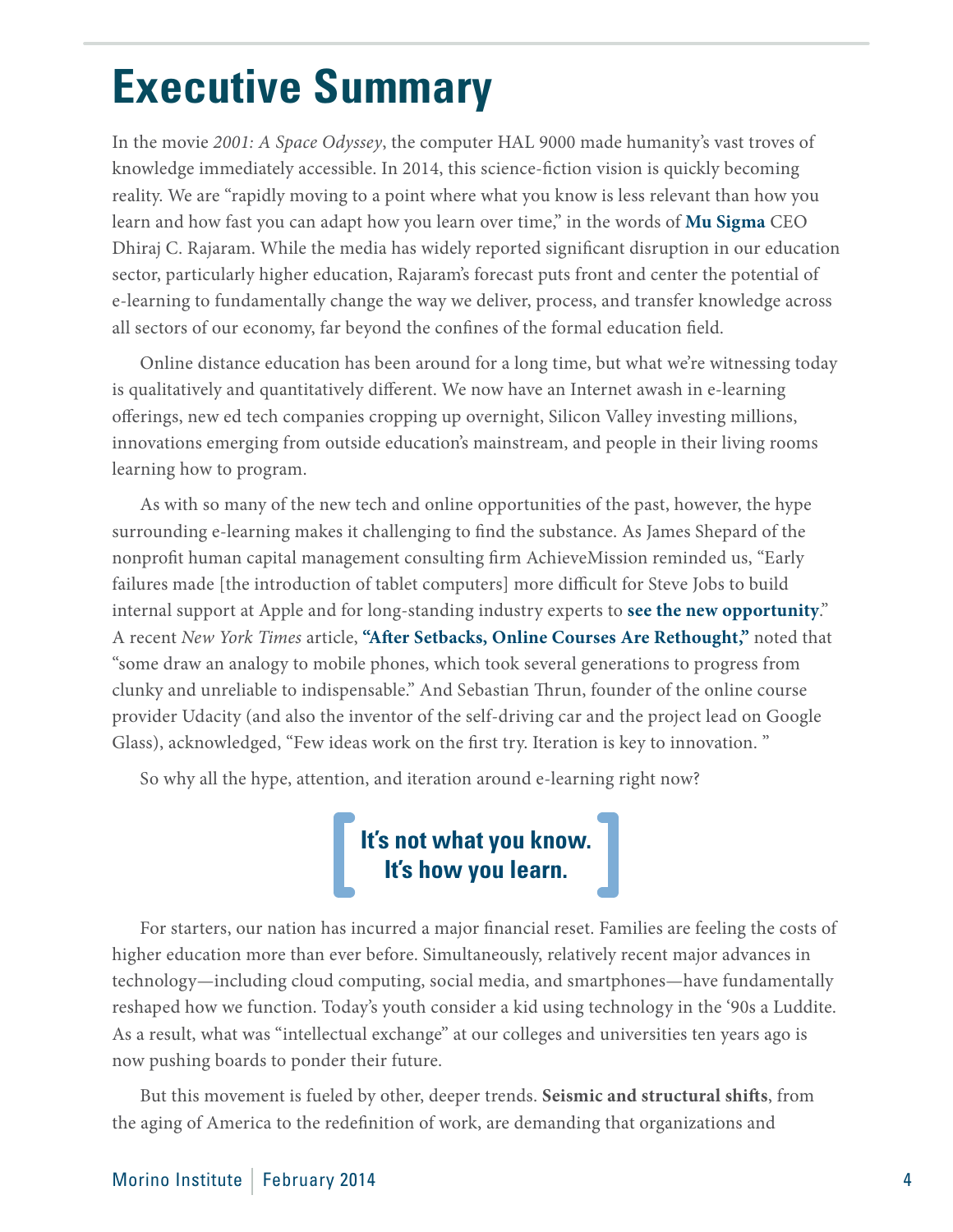# Executive Summary

In the movie *2001: A Space Odyssey*, the computer HAL 9000 made humanity's vast troves of knowledge immediately accessible. In 2014, this science-fiction vision is quickly becoming reality. We are "rapidly moving to a point where what you know is less relevant than how you learn and how fast you can adapt how you learn over time," in the words of **Mu Sigma** CEO Dhiraj C. Rajaram. While the media has widely reported significant disruption in our education sector, particularly higher education, Rajaram's forecast puts front and center the potential of e-learning to fundamentally change the way we deliver, process, and transfer knowledge across all sectors of our economy, far beyond the confines of the formal education field.

Online distance education has been around for a long time, but what we're witnessing today is qualitatively and quantitatively different. We now have an Internet awash in e-learning offerings, new ed tech companies cropping up overnight, Silicon Valley investing millions, innovations emerging from outside education's mainstream, and people in their living rooms learning how to program.

As with so many of the new tech and online opportunities of the past, however, the hype surrounding e-learning makes it challenging to find the substance. As James Shepard of the nonprofit human capital management consulting firm AchieveMission reminded us, "Early failures made [the introduction of tablet computers] more difficult for Steve Jobs to build internal support at Apple and for long-standing industry experts to **see the new opportunity**." A recent *New York Times* article, **"After Setbacks, Online Courses Are Rethought,"** noted that "some draw an analogy to mobile phones, which took several generations to progress from clunky and unreliable to indispensable." And Sebastian Thrun, founder of the online course provider Udacity (and also the inventor of the self-driving car and the project lead on Google Glass), acknowledged, "Few ideas work on the first try. Iteration is key to innovation. "

So why all the hype, attention, and iteration around e-learning right now?

**It's not what you know.**
**It's how you learn.**

For starters, our nation has incurred a major financial reset. Families are feeling the costs of higher education more than ever before. Simultaneously, relatively recent major advances in technology—including cloud computing, social media, and smartphones—have fundamentally reshaped how we function. Today's youth consider a kid using technology in the '90s a Luddite. As a result, what was "intellectual exchange" at our colleges and universities ten years ago is now pushing boards to ponder their future.

But this movement is fueled by other, deeper trends. **Seismic and structural shifts**, from the aging of America to the redefinition of work, are demanding that organizations and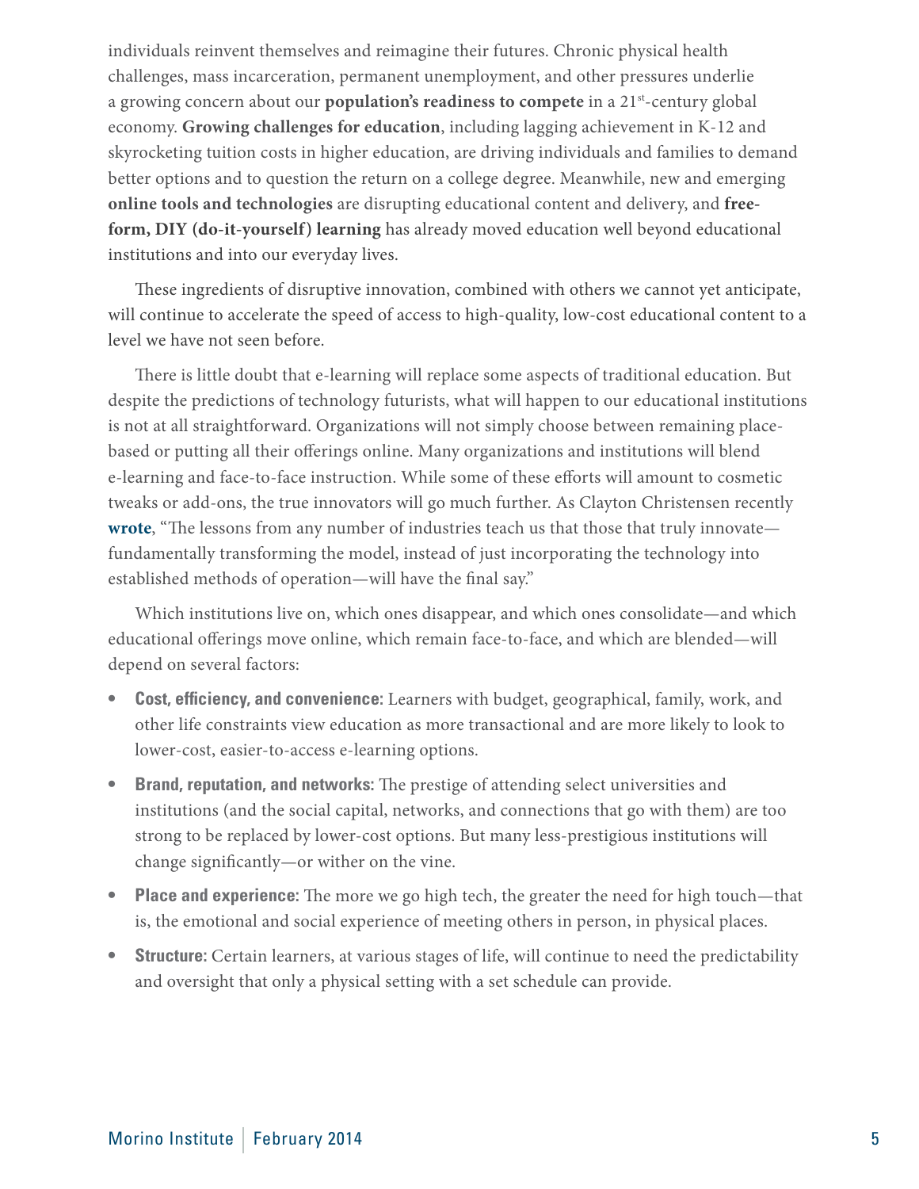individuals reinvent themselves and reimagine their futures. Chronic physical health challenges, mass incarceration, permanent unemployment, and other pressures underlie a growing concern about our **population's readiness to compete** in a 21st-century global economy. **Growing challenges for education**, including lagging achievement in K-12 and skyrocketing tuition costs in higher education, are driving individuals and families to demand better options and to question the return on a college degree. Meanwhile, new and emerging **online tools and technologies** are disrupting educational content and delivery, and **free-form, DIY (do-it-yourself) learning** has already moved education well beyond educational institutions and into our everyday lives.

These ingredients of disruptive innovation, combined with others we cannot yet anticipate, will continue to accelerate the speed of access to high-quality, low-cost educational content to a level we have not seen before.

There is little doubt that e-learning will replace some aspects of traditional education. But despite the predictions of technology futurists, what will happen to our educational institutions is not at all straightforward. Organizations will not simply choose between remaining place-based or putting all their offerings online. Many organizations and institutions will blend e-learning and face-to-face instruction. While some of these efforts will amount to cosmetic tweaks or add-ons, the true innovators will go much further. As Clayton Christensen recently **wrote**, "The lessons from any number of industries teach us that those that truly innovate—fundamentally transforming the model, instead of just incorporating the technology into established methods of operation—will have the final say."

Which institutions live on, which ones disappear, and which ones consolidate—and which educational offerings move online, which remain face-to-face, and which are blended—will depend on several factors:

- **Cost, efficiency, and convenience:** Learners with budget, geographical, family, work, and other life constraints view education as more transactional and are more likely to look to lower-cost, easier-to-access e-learning options.
- **Brand, reputation, and networks:** The prestige of attending select universities and institutions (and the social capital, networks, and connections that go with them) are too strong to be replaced by lower-cost options. But many less-prestigious institutions will change significantly—or wither on the vine.
- **Place and experience:** The more we go high tech, the greater the need for high touch—that is, the emotional and social experience of meeting others in person, in physical places.
- **Structure:** Certain learners, at various stages of life, will continue to need the predictability and oversight that only a physical setting with a set schedule can provide.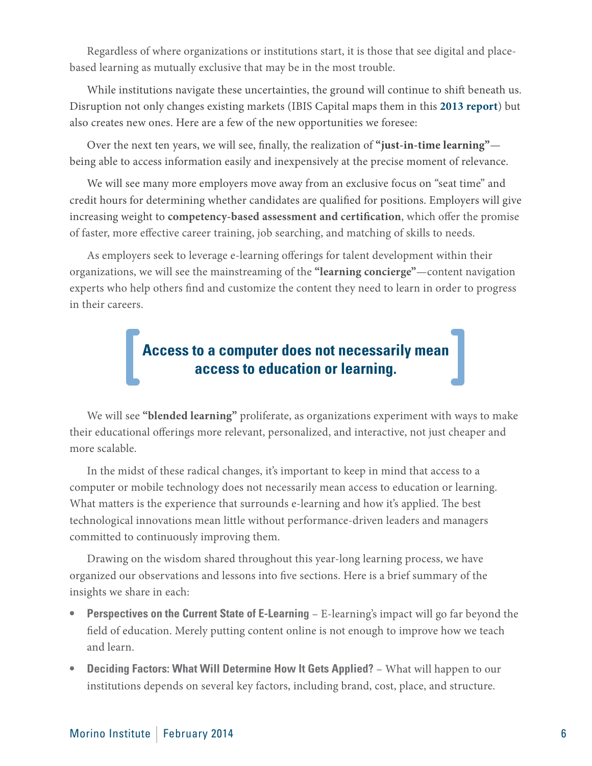Regardless of where organizations or institutions start, it is those that see digital and place-based learning as mutually exclusive that may be in the most trouble.

While institutions navigate these uncertainties, the ground will continue to shift beneath us. Disruption not only changes existing markets (IBIS Capital maps them in this **2013 report**) but also creates new ones. Here are a few of the new opportunities we foresee:

Over the next ten years, we will see, finally, the realization of **"just-in-time learning"**—being able to access information easily and inexpensively at the precise moment of relevance.

We will see many more employers move away from an exclusive focus on "seat time" and credit hours for determining whether candidates are qualified for positions. Employers will give increasing weight to **competency-based assessment and certification**, which offer the promise of faster, more effective career training, job searching, and matching of skills to needs.

As employers seek to leverage e-learning offerings for talent development within their organizations, we will see the mainstreaming of the **"learning concierge"**—content navigation experts who help others find and customize the content they need to learn in order to progress in their careers.

> **Access to a computer does not necessarily mean access to education or learning.**

We will see **"blended learning"** proliferate, as organizations experiment with ways to make their educational offerings more relevant, personalized, and interactive, not just cheaper and more scalable.

In the midst of these radical changes, it's important to keep in mind that access to a computer or mobile technology does not necessarily mean access to education or learning. What matters is the experience that surrounds e-learning and how it's applied. The best technological innovations mean little without performance-driven leaders and managers committed to continuously improving them.

Drawing on the wisdom shared throughout this year-long learning process, we have organized our observations and lessons into five sections. Here is a brief summary of the insights we share in each:

- **Perspectives on the Current State of E-Learning** – E-learning's impact will go far beyond the field of education. Merely putting content online is not enough to improve how we teach and learn.
- **Deciding Factors: What Will Determine How It Gets Applied?** – What will happen to our institutions depends on several key factors, including brand, cost, place, and structure.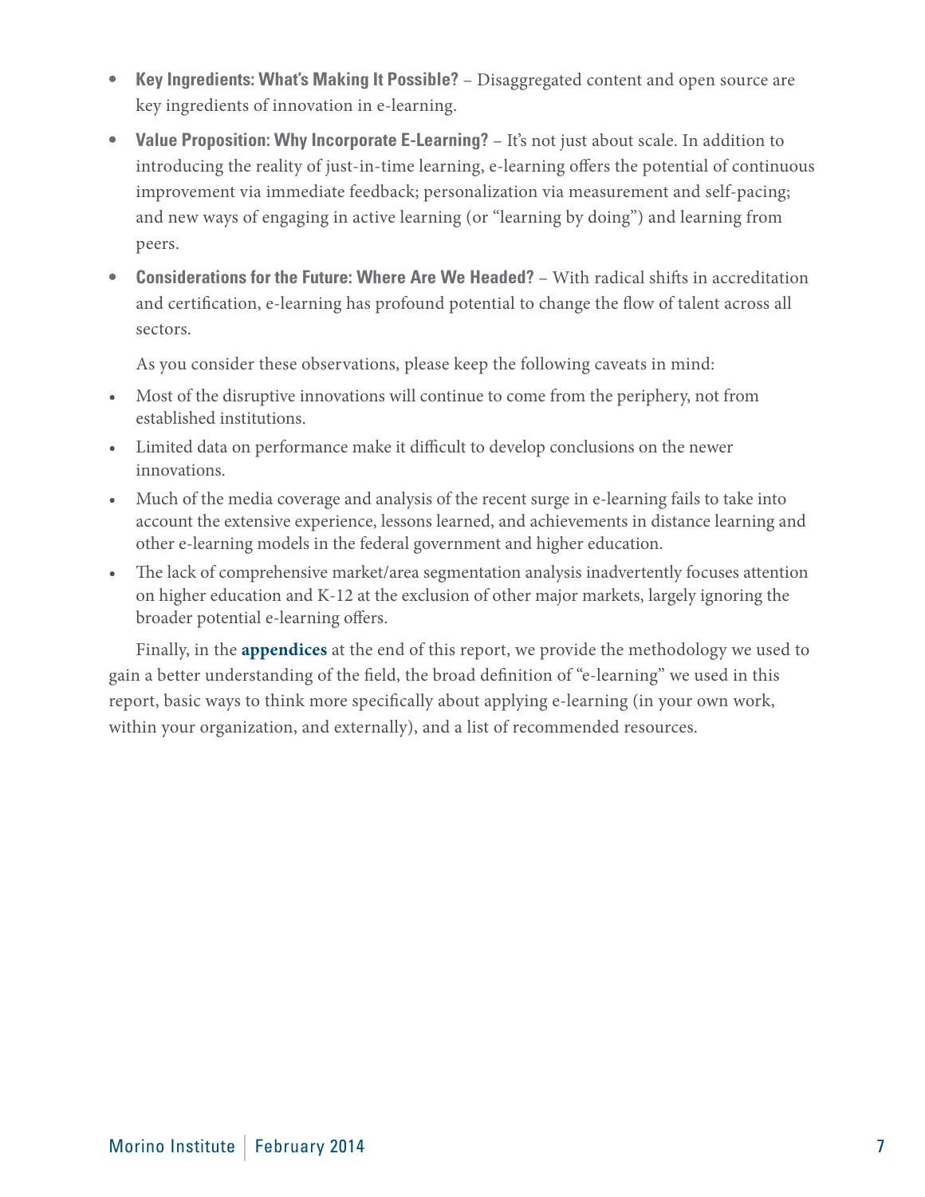- **Key Ingredients: What's Making It Possible?** – Disaggregated content and open source are key ingredients of innovation in e-learning.
- **Value Proposition: Why Incorporate E-Learning?** – It's not just about scale. In addition to introducing the reality of just-in-time learning, e-learning offers the potential of continuous improvement via immediate feedback; personalization via measurement and self-pacing; and new ways of engaging in active learning (or "learning by doing") and learning from peers.
- **Considerations for the Future: Where Are We Headed?** – With radical shifts in accreditation and certification, e-learning has profound potential to change the flow of talent across all sectors.

As you consider these observations, please keep the following caveats in mind:

- Most of the disruptive innovations will continue to come from the periphery, not from established institutions.
- Limited data on performance make it difficult to develop conclusions on the newer innovations.
- Much of the media coverage and analysis of the recent surge in e-learning fails to take into account the extensive experience, lessons learned, and achievements in distance learning and other e-learning models in the federal government and higher education.
- The lack of comprehensive market/area segmentation analysis inadvertently focuses attention on higher education and K-12 at the exclusion of other major markets, largely ignoring the broader potential e-learning offers.

Finally, in the **appendices** at the end of this report, we provide the methodology we used to gain a better understanding of the field, the broad definition of "e-learning" we used in this report, basic ways to think more specifically about applying e-learning (in your own work, within your organization, and externally), and a list of recommended resources.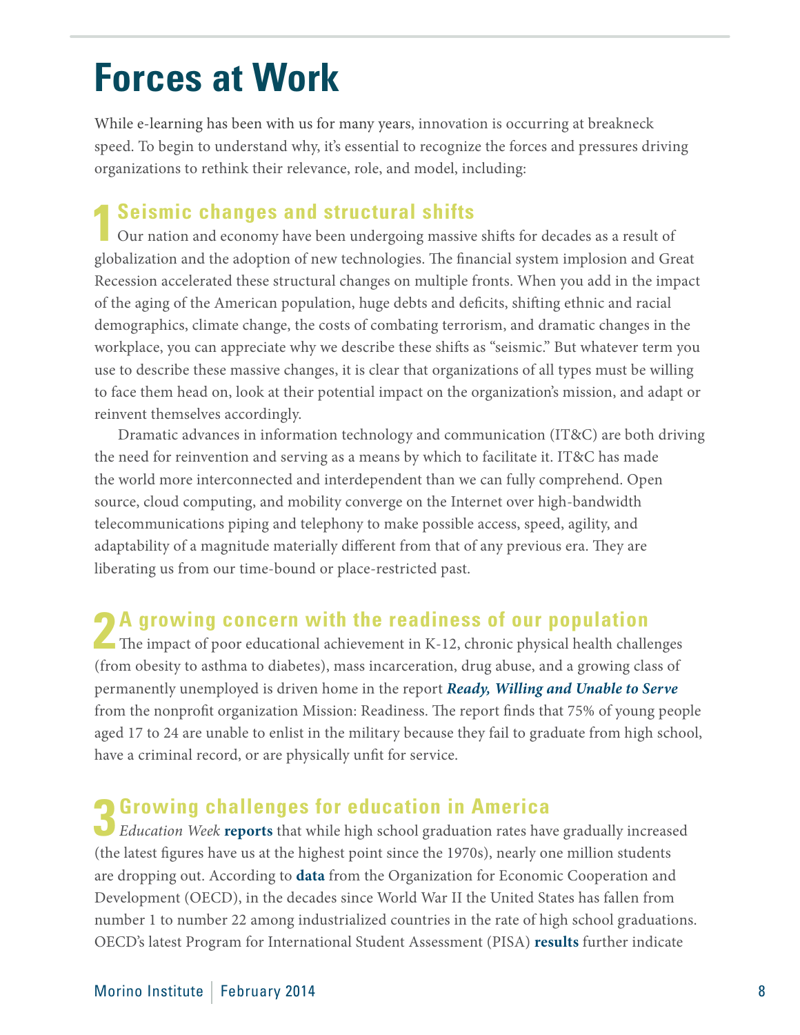# Forces at Work

While e-learning has been with us for many years, innovation is occurring at breakneck speed. To begin to understand why, it's essential to recognize the forces and pressures driving organizations to rethink their relevance, role, and model, including:

## 1 Seismic changes and structural shifts

Our nation and economy have been undergoing massive shifts for decades as a result of globalization and the adoption of new technologies. The financial system implosion and Great Recession accelerated these structural changes on multiple fronts. When you add in the impact of the aging of the American population, huge debts and deficits, shifting ethnic and racial demographics, climate change, the costs of combating terrorism, and dramatic changes in the workplace, you can appreciate why we describe these shifts as "seismic." But whatever term you use to describe these massive changes, it is clear that organizations of all types must be willing to face them head on, look at their potential impact on the organization's mission, and adapt or reinvent themselves accordingly.

Dramatic advances in information technology and communication (IT&C) are both driving the need for reinvention and serving as a means by which to facilitate it. IT&C has made the world more interconnected and interdependent than we can fully comprehend. Open source, cloud computing, and mobility converge on the Internet over high-bandwidth telecommunications piping and telephony to make possible access, speed, agility, and adaptability of a magnitude materially different from that of any previous era. They are liberating us from our time-bound or place-restricted past.

## 2 A growing concern with the readiness of our population

The impact of poor educational achievement in K-12, chronic physical health challenges (from obesity to asthma to diabetes), mass incarceration, drug abuse, and a growing class of permanently unemployed is driven home in the report ***Ready, Willing and Unable to Serve*** from the nonprofit organization Mission: Readiness. The report finds that 75% of young people aged 17 to 24 are unable to enlist in the military because they fail to graduate from high school, have a criminal record, or are physically unfit for service.

## 3 Growing challenges for education in America

*Education Week* **reports** that while high school graduation rates have gradually increased (the latest figures have us at the highest point since the 1970s), nearly one million students are dropping out. According to **data** from the Organization for Economic Cooperation and Development (OECD), in the decades since World War II the United States has fallen from number 1 to number 22 among industrialized countries in the rate of high school graduations. OECD's latest Program for International Student Assessment (PISA) **results** further indicate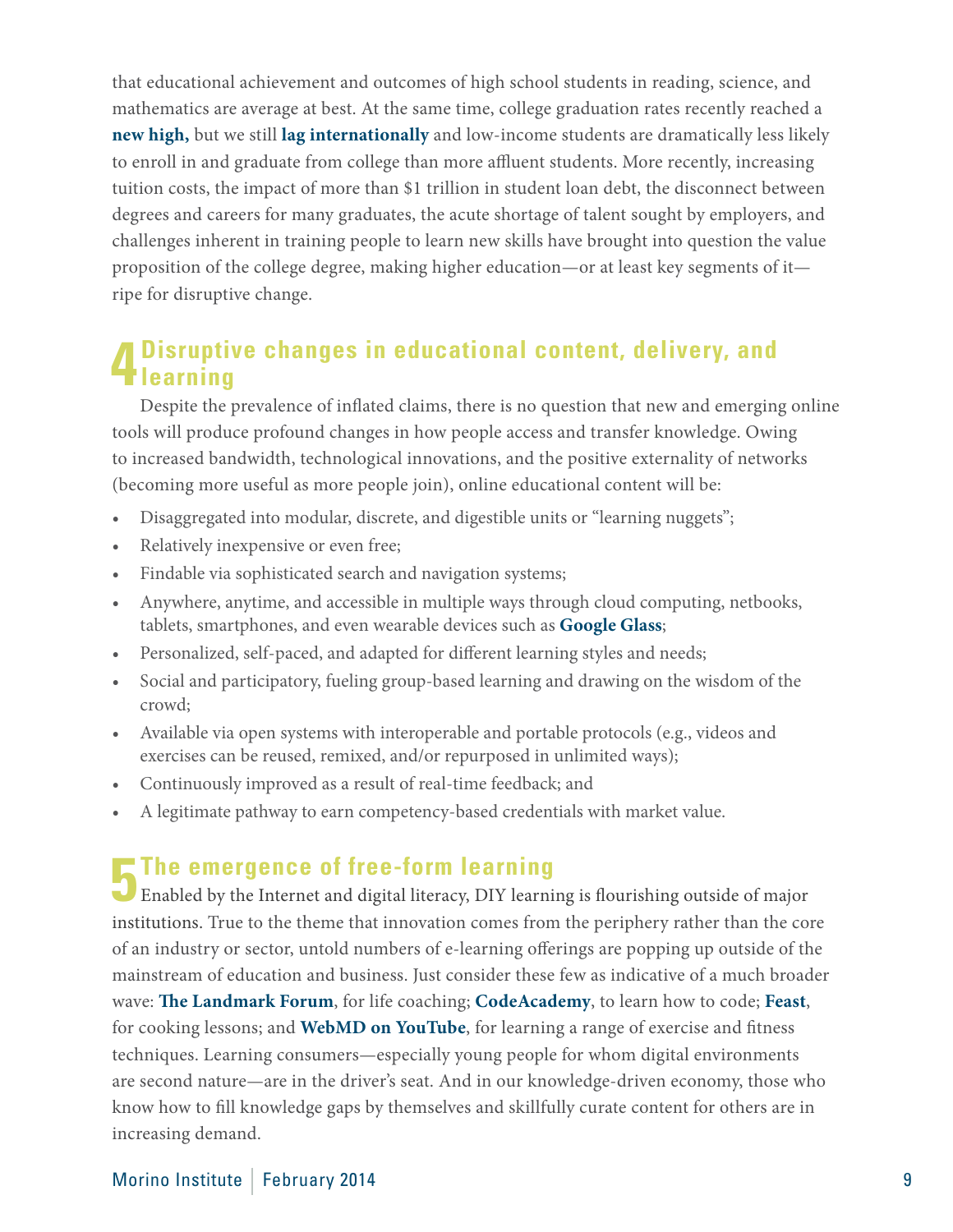that educational achievement and outcomes of high school students in reading, science, and mathematics are average at best. At the same time, college graduation rates recently reached a **new high,** but we still **lag internationally** and low-income students are dramatically less likely to enroll in and graduate from college than more affluent students. More recently, increasing tuition costs, the impact of more than $1 trillion in student loan debt, the disconnect between degrees and careers for many graduates, the acute shortage of talent sought by employers, and challenges inherent in training people to learn new skills have brought into question the value proposition of the college degree, making higher education—or at least key segments of it—ripe for disruptive change.

## 4 Disruptive changes in educational content, delivery, and learning

Despite the prevalence of inflated claims, there is no question that new and emerging online tools will produce profound changes in how people access and transfer knowledge. Owing to increased bandwidth, technological innovations, and the positive externality of networks (becoming more useful as more people join), online educational content will be:

- Disaggregated into modular, discrete, and digestible units or "learning nuggets";
- Relatively inexpensive or even free;
- Findable via sophisticated search and navigation systems;
- Anywhere, anytime, and accessible in multiple ways through cloud computing, netbooks, tablets, smartphones, and even wearable devices such as **Google Glass**;
- Personalized, self-paced, and adapted for different learning styles and needs;
- Social and participatory, fueling group-based learning and drawing on the wisdom of the crowd;
- Available via open systems with interoperable and portable protocols (e.g., videos and exercises can be reused, remixed, and/or repurposed in unlimited ways);
- Continuously improved as a result of real-time feedback; and
- A legitimate pathway to earn competency-based credentials with market value.

## 5 The emergence of free-form learning

Enabled by the Internet and digital literacy, DIY learning is flourishing outside of major institutions. True to the theme that innovation comes from the periphery rather than the core of an industry or sector, untold numbers of e-learning offerings are popping up outside of the mainstream of education and business. Just consider these few as indicative of a much broader wave: **The Landmark Forum**, for life coaching; **CodeAcademy**, to learn how to code; **Feast**, for cooking lessons; and **WebMD on YouTube**, for learning a range of exercise and fitness techniques. Learning consumers—especially young people for whom digital environments are second nature—are in the driver's seat. And in our knowledge-driven economy, those who know how to fill knowledge gaps by themselves and skillfully curate content for others are in increasing demand.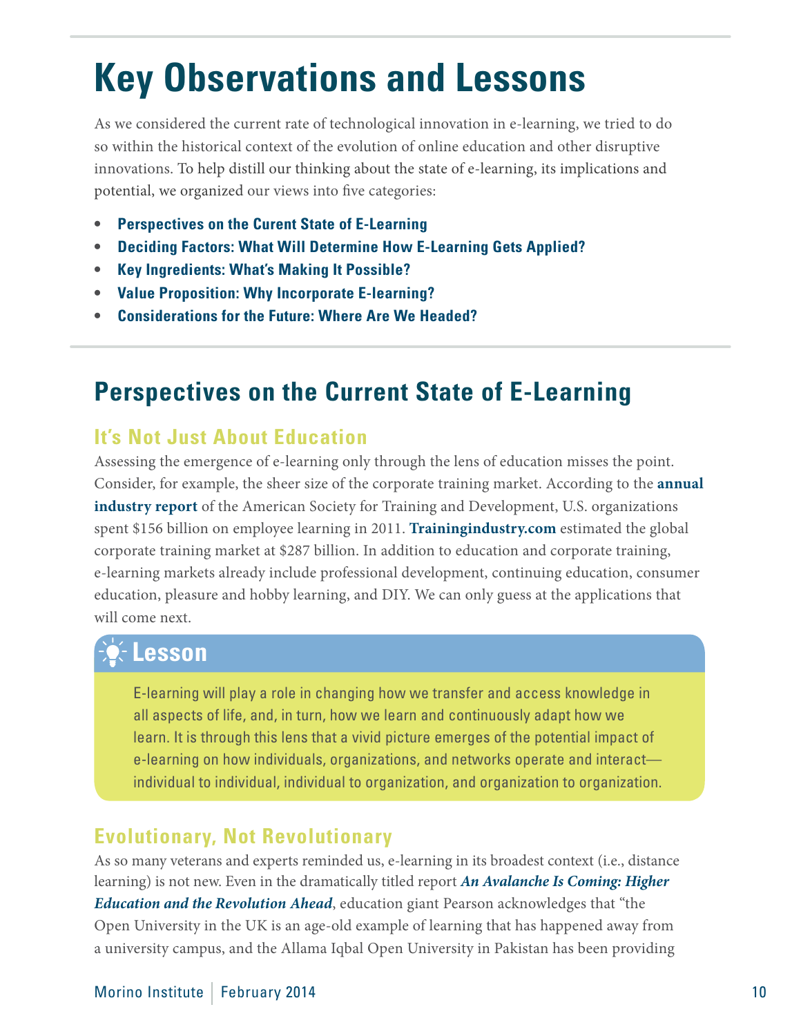# Key Observations and Lessons

As we considered the current rate of technological innovation in e-learning, we tried to do so within the historical context of the evolution of online education and other disruptive innovations. To help distill our thinking about the state of e-learning, its implications and potential, we organized our views into five categories:

- **Perspectives on the Curent State of E-Learning**
- **Deciding Factors: What Will Determine How E-Learning Gets Applied?**
- **Key Ingredients: What's Making It Possible?**
- **Value Proposition: Why Incorporate E-learning?**
- **Considerations for the Future: Where Are We Headed?**

## Perspectives on the Current State of E-Learning

### It's Not Just About Education

Assessing the emergence of e-learning only through the lens of education misses the point. Consider, for example, the sheer size of the corporate training market. According to the **annual industry report** of the American Society for Training and Development, U.S. organizations spent $156 billion on employee learning in 2011. **Trainingindustry.com** estimated the global corporate training market at $287 billion. In addition to education and corporate training, e-learning markets already include professional development, continuing education, consumer education, pleasure and hobby learning, and DIY. We can only guess at the applications that will come next.

> **Lesson**
>
> E-learning will play a role in changing how we transfer and access knowledge in all aspects of life, and, in turn, how we learn and continuously adapt how we learn. It is through this lens that a vivid picture emerges of the potential impact of e-learning on how individuals, organizations, and networks operate and interact—individual to individual, individual to organization, and organization to organization.

### Evolutionary, Not Revolutionary

As so many veterans and experts reminded us, e-learning in its broadest context (i.e., distance learning) is not new. Even in the dramatically titled report ***An Avalanche Is Coming: Higher Education and the Revolution Ahead***, education giant Pearson acknowledges that "the Open University in the UK is an age-old example of learning that has happened away from a university campus, and the Allama Iqbal Open University in Pakistan has been providing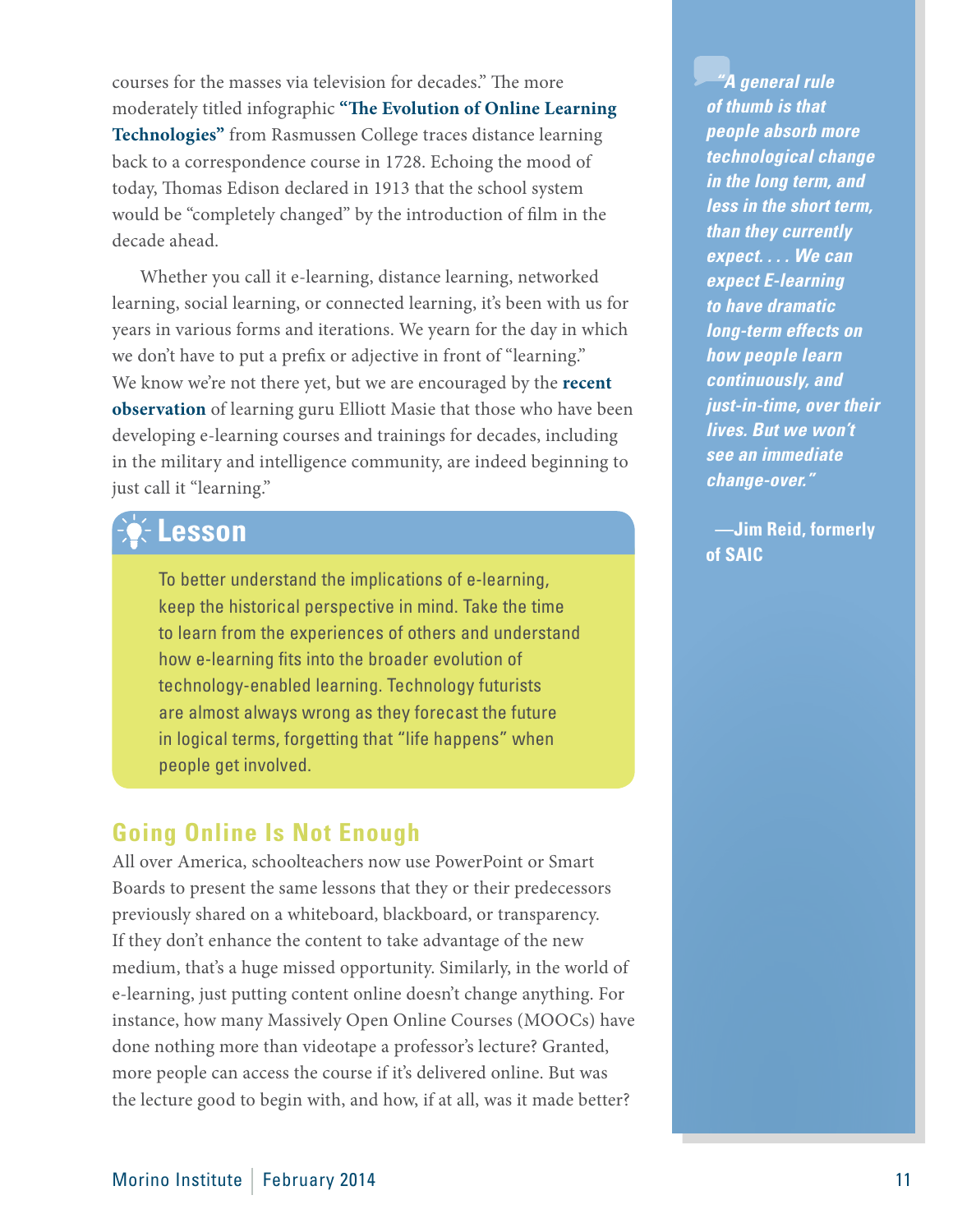courses for the masses via television for decades." The more moderately titled infographic **"The Evolution of Online Learning Technologies"** from Rasmussen College traces distance learning back to a correspondence course in 1728. Echoing the mood of today, Thomas Edison declared in 1913 that the school system would be "completely changed" by the introduction of film in the decade ahead.

Whether you call it e-learning, distance learning, networked learning, social learning, or connected learning, it's been with us for years in various forms and iterations. We yearn for the day in which we don't have to put a prefix or adjective in front of "learning." We know we're not there yet, but we are encouraged by the **recent observation** of learning guru Elliott Masie that those who have been developing e-learning courses and trainings for decades, including in the military and intelligence community, are indeed beginning to just call it "learning."

### Lesson

To better understand the implications of e-learning, keep the historical perspective in mind. Take the time to learn from the experiences of others and understand how e-learning fits into the broader evolution of technology-enabled learning. Technology futurists are almost always wrong as they forecast the future in logical terms, forgetting that "life happens" when people get involved.

## Going Online Is Not Enough

All over America, schoolteachers now use PowerPoint or Smart Boards to present the same lessons that they or their predecessors previously shared on a whiteboard, blackboard, or transparency. If they don't enhance the content to take advantage of the new medium, that's a huge missed opportunity. Similarly, in the world of e-learning, just putting content online doesn't change anything. For instance, how many Massively Open Online Courses (MOOCs) have done nothing more than videotape a professor's lecture? Granted, more people can access the course if it's delivered online. But was the lecture good to begin with, and how, if at all, was it made better?

> ***"A general rule of thumb is that people absorb more technological change in the long term, and less in the short term, than they currently expect. . . . We can expect E-learning to have dramatic long-term effects on how people learn continuously, and just-in-time, over their lives. But we won't see an immediate change-over."***
>
> **—Jim Reid, formerly of SAIC**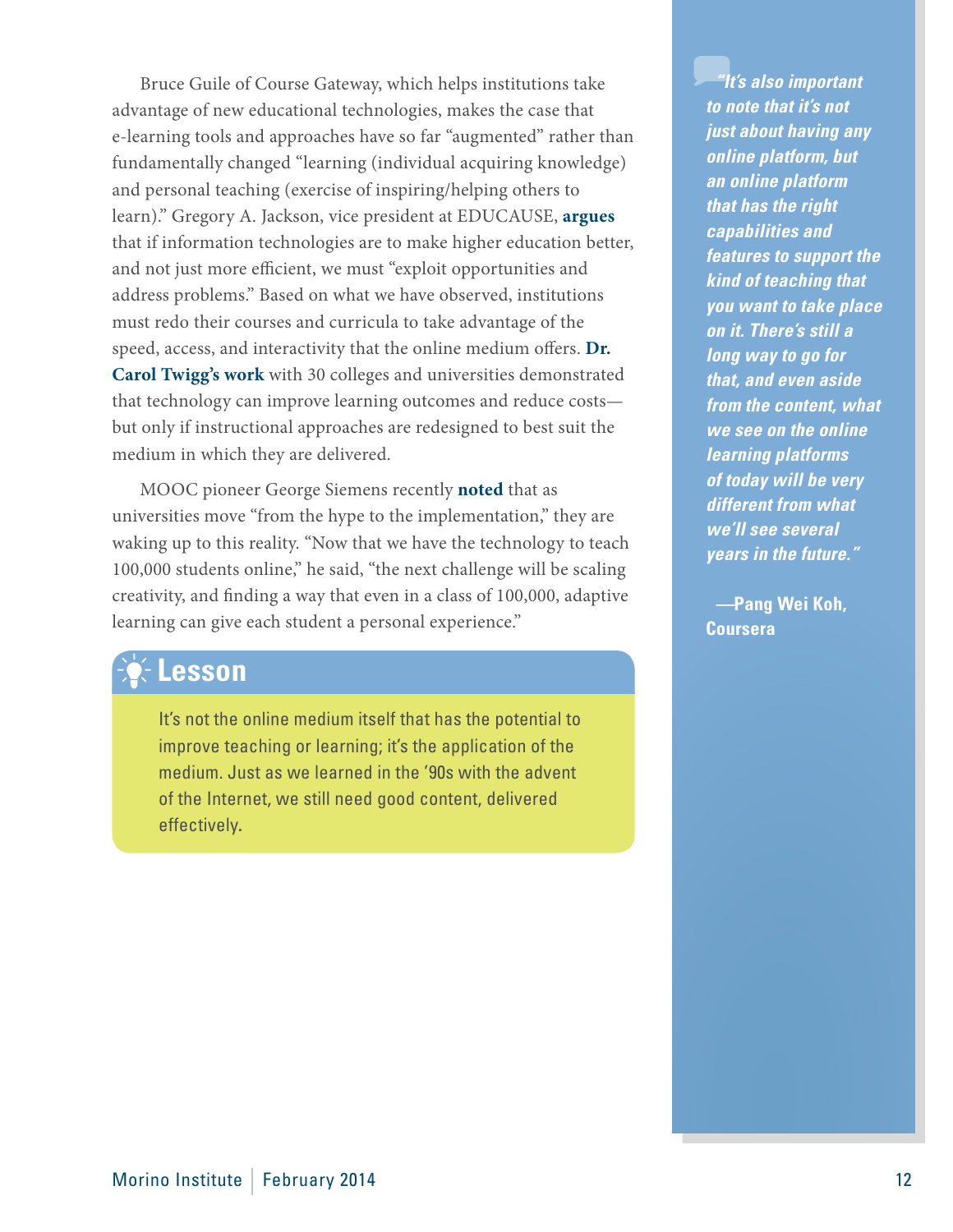Bruce Guile of Course Gateway, which helps institutions take advantage of new educational technologies, makes the case that e-learning tools and approaches have so far "augmented" rather than fundamentally changed "learning (individual acquiring knowledge) and personal teaching (exercise of inspiring/helping others to learn)." Gregory A. Jackson, vice president at EDUCAUSE, **argues** that if information technologies are to make higher education better, and not just more efficient, we must "exploit opportunities and address problems." Based on what we have observed, institutions must redo their courses and curricula to take advantage of the speed, access, and interactivity that the online medium offers. **Dr. Carol Twigg's work** with 30 colleges and universities demonstrated that technology can improve learning outcomes and reduce costs—but only if instructional approaches are redesigned to best suit the medium in which they are delivered.

MOOC pioneer George Siemens recently **noted** that as universities move "from the hype to the implementation," they are waking up to this reality. "Now that we have the technology to teach 100,000 students online," he said, "the next challenge will be scaling creativity, and finding a way that even in a class of 100,000, adaptive learning can give each student a personal experience."

## Lesson

It's not the online medium itself that has the potential to improve teaching or learning; it's the application of the medium. Just as we learned in the '90s with the advent of the Internet, we still need good content, delivered effectively.

> ***"It's also important to note that it's not just about having any online platform, but an online platform that has the right capabilities and features to support the kind of teaching that you want to take place on it. There's still a long way to go for that, and even aside from the content, what we see on the online learning platforms of today will be very different from what we'll see several years in the future."***
>
> **—Pang Wei Koh, Coursera**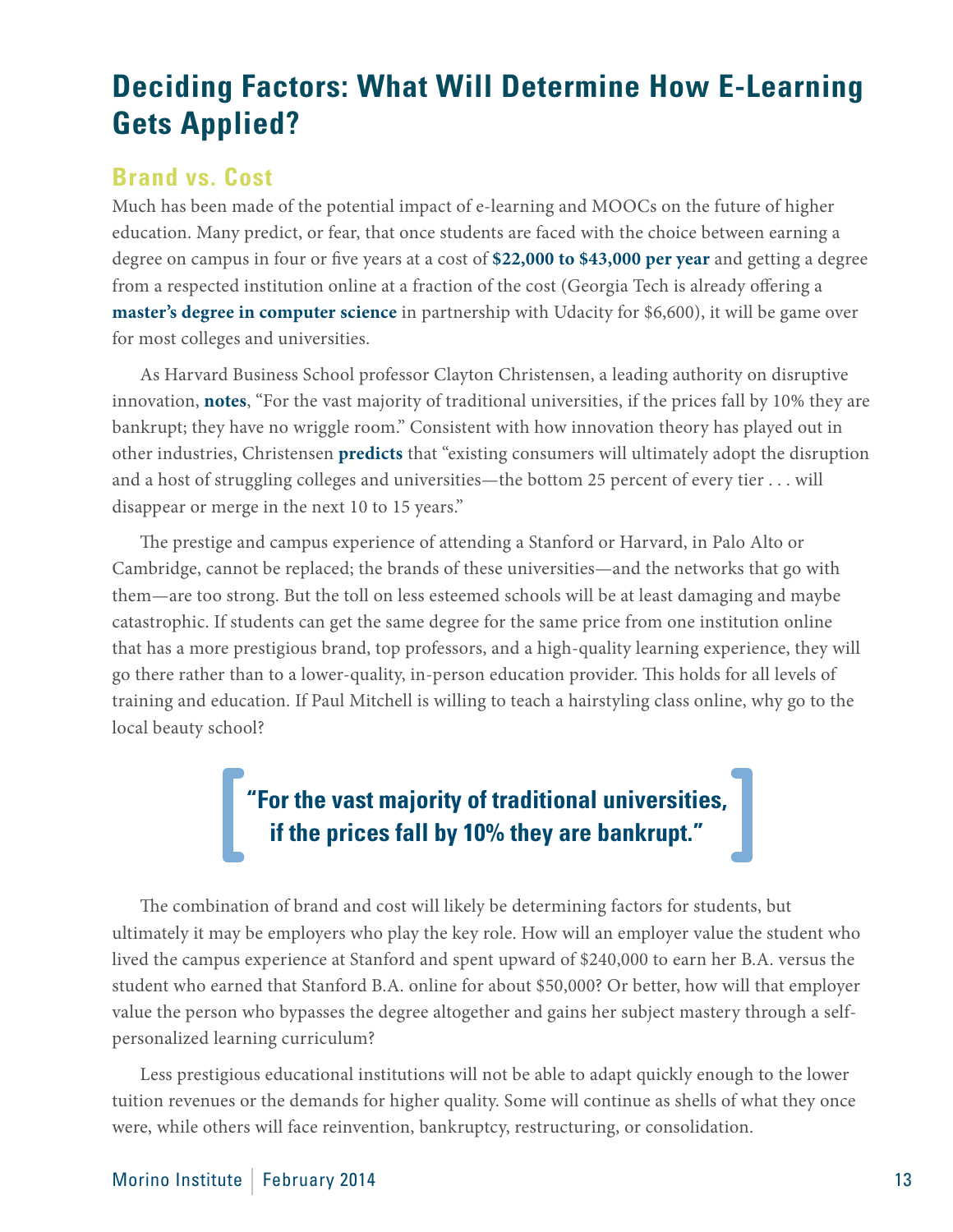## Deciding Factors: What Will Determine How E-Learning Gets Applied?

### Brand vs. Cost

Much has been made of the potential impact of e-learning and MOOCs on the future of higher education. Many predict, or fear, that once students are faced with the choice between earning a degree on campus in four or five years at a cost of **$22,000 to $43,000 per year** and getting a degree from a respected institution online at a fraction of the cost (Georgia Tech is already offering a **master's degree in computer science** in partnership with Udacity for $6,600), it will be game over for most colleges and universities.

As Harvard Business School professor Clayton Christensen, a leading authority on disruptive innovation, **notes**, "For the vast majority of traditional universities, if the prices fall by 10% they are bankrupt; they have no wriggle room." Consistent with how innovation theory has played out in other industries, Christensen **predicts** that "existing consumers will ultimately adopt the disruption and a host of struggling colleges and universities—the bottom 25 percent of every tier . . . will disappear or merge in the next 10 to 15 years."

The prestige and campus experience of attending a Stanford or Harvard, in Palo Alto or Cambridge, cannot be replaced; the brands of these universities—and the networks that go with them—are too strong. But the toll on less esteemed schools will be at least damaging and maybe catastrophic. If students can get the same degree for the same price from one institution online that has a more prestigious brand, top professors, and a high-quality learning experience, they will go there rather than to a lower-quality, in-person education provider. This holds for all levels of training and education. If Paul Mitchell is willing to teach a hairstyling class online, why go to the local beauty school?

> **"For the vast majority of traditional universities, if the prices fall by 10% they are bankrupt."**

The combination of brand and cost will likely be determining factors for students, but ultimately it may be employers who play the key role. How will an employer value the student who lived the campus experience at Stanford and spent upward of $240,000 to earn her B.A. versus the student who earned that Stanford B.A. online for about $50,000? Or better, how will that employer value the person who bypasses the degree altogether and gains her subject mastery through a self-personalized learning curriculum?

Less prestigious educational institutions will not be able to adapt quickly enough to the lower tuition revenues or the demands for higher quality. Some will continue as shells of what they once were, while others will face reinvention, bankruptcy, restructuring, or consolidation.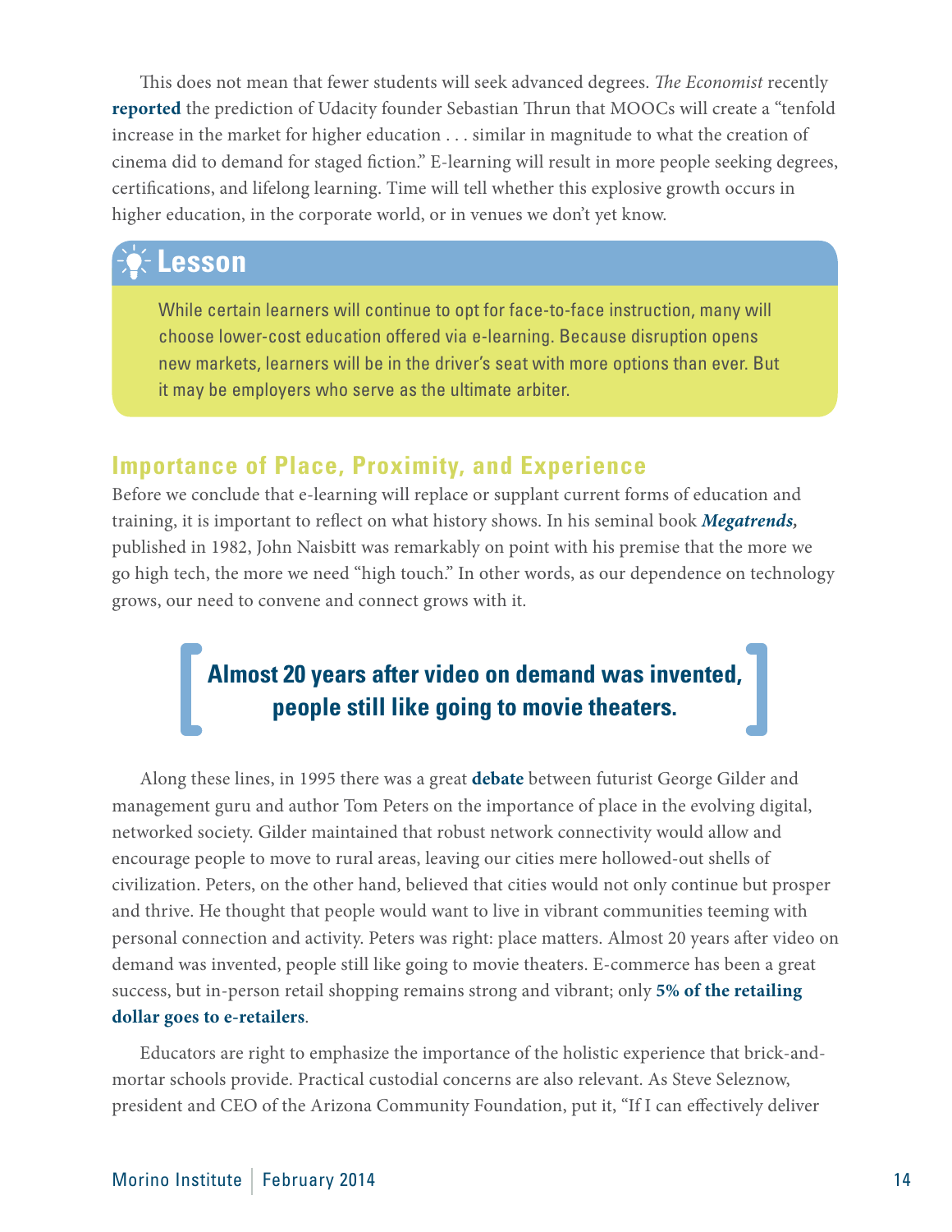This does not mean that fewer students will seek advanced degrees. *The Economist* recently **reported** the prediction of Udacity founder Sebastian Thrun that MOOCs will create a "tenfold increase in the market for higher education . . . similar in magnitude to what the creation of cinema did to demand for staged fiction." E-learning will result in more people seeking degrees, certifications, and lifelong learning. Time will tell whether this explosive growth occurs in higher education, in the corporate world, or in venues we don't yet know.

> **Lesson**
>
> While certain learners will continue to opt for face-to-face instruction, many will choose lower-cost education offered via e-learning. Because disruption opens new markets, learners will be in the driver's seat with more options than ever. But it may be employers who serve as the ultimate arbiter.

## Importance of Place, Proximity, and Experience

Before we conclude that e-learning will replace or supplant current forms of education and training, it is important to reflect on what history shows. In his seminal book ***Megatrends,*** published in 1982, John Naisbitt was remarkably on point with his premise that the more we go high tech, the more we need "high touch." In other words, as our dependence on technology grows, our need to convene and connect grows with it.

> **Almost 20 years after video on demand was invented, people still like going to movie theaters.**

Along these lines, in 1995 there was a great **debate** between futurist George Gilder and management guru and author Tom Peters on the importance of place in the evolving digital, networked society. Gilder maintained that robust network connectivity would allow and encourage people to move to rural areas, leaving our cities mere hollowed-out shells of civilization. Peters, on the other hand, believed that cities would not only continue but prosper and thrive. He thought that people would want to live in vibrant communities teeming with personal connection and activity. Peters was right: place matters. Almost 20 years after video on demand was invented, people still like going to movie theaters. E-commerce has been a great success, but in-person retail shopping remains strong and vibrant; only **5% of the retailing dollar goes to e-retailers**.

Educators are right to emphasize the importance of the holistic experience that brick-and-mortar schools provide. Practical custodial concerns are also relevant. As Steve Seleznow, president and CEO of the Arizona Community Foundation, put it, "If I can effectively deliver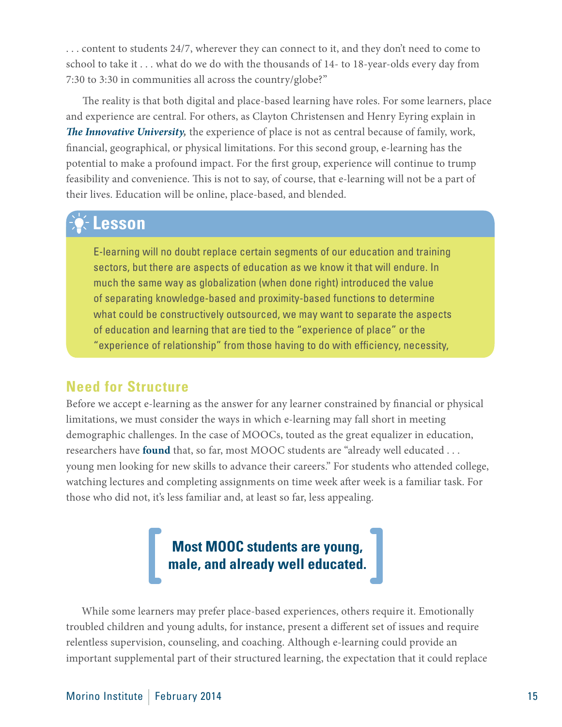. . . content to students 24/7, wherever they can connect to it, and they don't need to come to school to take it . . . what do we do with the thousands of 14- to 18-year-olds every day from 7:30 to 3:30 in communities all across the country/globe?"

The reality is that both digital and place-based learning have roles. For some learners, place and experience are central. For others, as Clayton Christensen and Henry Eyring explain in ***The Innovative University,*** the experience of place is not as central because of family, work, financial, geographical, or physical limitations. For this second group, e-learning has the potential to make a profound impact. For the first group, experience will continue to trump feasibility and convenience. This is not to say, of course, that e-learning will not be a part of their lives. Education will be online, place-based, and blended.

## Lesson

E-learning will no doubt replace certain segments of our education and training sectors, but there are aspects of education as we know it that will endure. In much the same way as globalization (when done right) introduced the value of separating knowledge-based and proximity-based functions to determine what could be constructively outsourced, we may want to separate the aspects of education and learning that are tied to the "experience of place" or the "experience of relationship" from those having to do with efficiency, necessity,

## Need for Structure

Before we accept e-learning as the answer for any learner constrained by financial or physical limitations, we must consider the ways in which e-learning may fall short in meeting demographic challenges. In the case of MOOCs, touted as the great equalizer in education, researchers have **found** that, so far, most MOOC students are "already well educated . . . young men looking for new skills to advance their careers." For students who attended college, watching lectures and completing assignments on time week after week is a familiar task. For those who did not, it's less familiar and, at least so far, less appealing.

**[ Most MOOC students are young, male, and already well educated. ]**

While some learners may prefer place-based experiences, others require it. Emotionally troubled children and young adults, for instance, present a different set of issues and require relentless supervision, counseling, and coaching. Although e-learning could provide an important supplemental part of their structured learning, the expectation that it could replace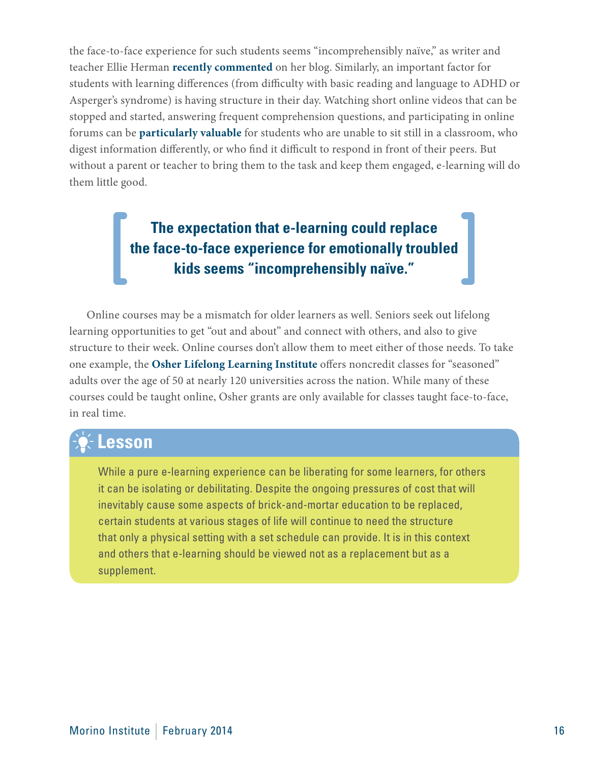the face-to-face experience for such students seems "incomprehensibly naïve," as writer and teacher Ellie Herman **recently commented** on her blog. Similarly, an important factor for students with learning differences (from difficulty with basic reading and language to ADHD or Asperger's syndrome) is having structure in their day. Watching short online videos that can be stopped and started, answering frequent comprehension questions, and participating in online forums can be **particularly valuable** for students who are unable to sit still in a classroom, who digest information differently, or who find it difficult to respond in front of their peers. But without a parent or teacher to bring them to the task and keep them engaged, e-learning will do them little good.

> **The expectation that e-learning could replace the face-to-face experience for emotionally troubled kids seems "incomprehensibly naïve."**

Online courses may be a mismatch for older learners as well. Seniors seek out lifelong learning opportunities to get "out and about" and connect with others, and also to give structure to their week. Online courses don't allow them to meet either of those needs. To take one example, the **Osher Lifelong Learning Institute** offers noncredit classes for "seasoned" adults over the age of 50 at nearly 120 universities across the nation. While many of these courses could be taught online, Osher grants are only available for classes taught face-to-face, in real time.

## Lesson

While a pure e-learning experience can be liberating for some learners, for others it can be isolating or debilitating. Despite the ongoing pressures of cost that will inevitably cause some aspects of brick-and-mortar education to be replaced, certain students at various stages of life will continue to need the structure that only a physical setting with a set schedule can provide. It is in this context and others that e-learning should be viewed not as a replacement but as a supplement.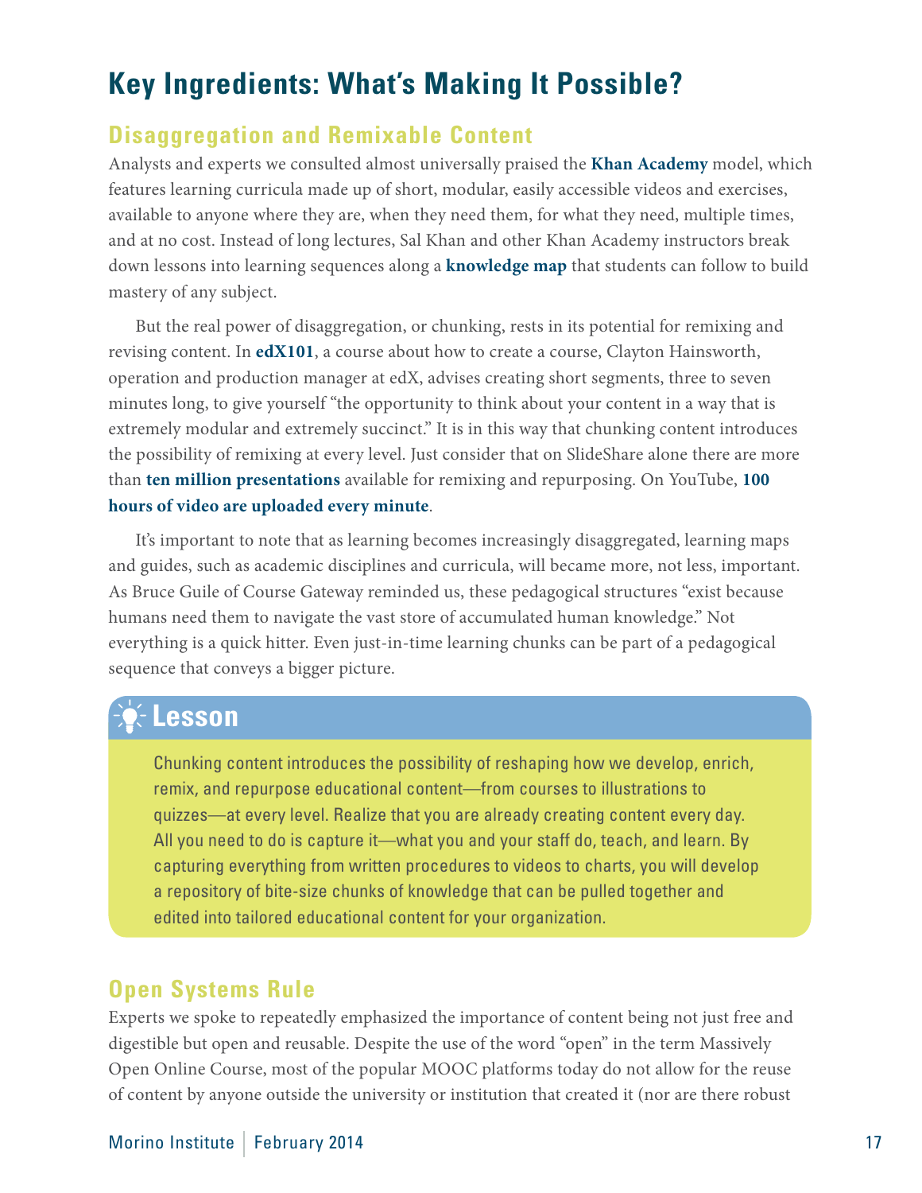# Key Ingredients: What's Making It Possible?

## Disaggregation and Remixable Content

Analysts and experts we consulted almost universally praised the **Khan Academy** model, which features learning curricula made up of short, modular, easily accessible videos and exercises, available to anyone where they are, when they need them, for what they need, multiple times, and at no cost. Instead of long lectures, Sal Khan and other Khan Academy instructors break down lessons into learning sequences along a **knowledge map** that students can follow to build mastery of any subject.

But the real power of disaggregation, or chunking, rests in its potential for remixing and revising content. In **edX101**, a course about how to create a course, Clayton Hainsworth, operation and production manager at edX, advises creating short segments, three to seven minutes long, to give yourself "the opportunity to think about your content in a way that is extremely modular and extremely succinct." It is in this way that chunking content introduces the possibility of remixing at every level. Just consider that on SlideShare alone there are more than **ten million presentations** available for remixing and repurposing. On YouTube, **100 hours of video are uploaded every minute**.

It's important to note that as learning becomes increasingly disaggregated, learning maps and guides, such as academic disciplines and curricula, will became more, not less, important. As Bruce Guile of Course Gateway reminded us, these pedagogical structures "exist because humans need them to navigate the vast store of accumulated human knowledge." Not everything is a quick hitter. Even just-in-time learning chunks can be part of a pedagogical sequence that conveys a bigger picture.

> **Lesson**
>
> Chunking content introduces the possibility of reshaping how we develop, enrich, remix, and repurpose educational content—from courses to illustrations to quizzes—at every level. Realize that you are already creating content every day. All you need to do is capture it—what you and your staff do, teach, and learn. By capturing everything from written procedures to videos to charts, you will develop a repository of bite-size chunks of knowledge that can be pulled together and edited into tailored educational content for your organization.

## Open Systems Rule

Experts we spoke to repeatedly emphasized the importance of content being not just free and digestible but open and reusable. Despite the use of the word "open" in the term Massively Open Online Course, most of the popular MOOC platforms today do not allow for the reuse of content by anyone outside the university or institution that created it (nor are there robust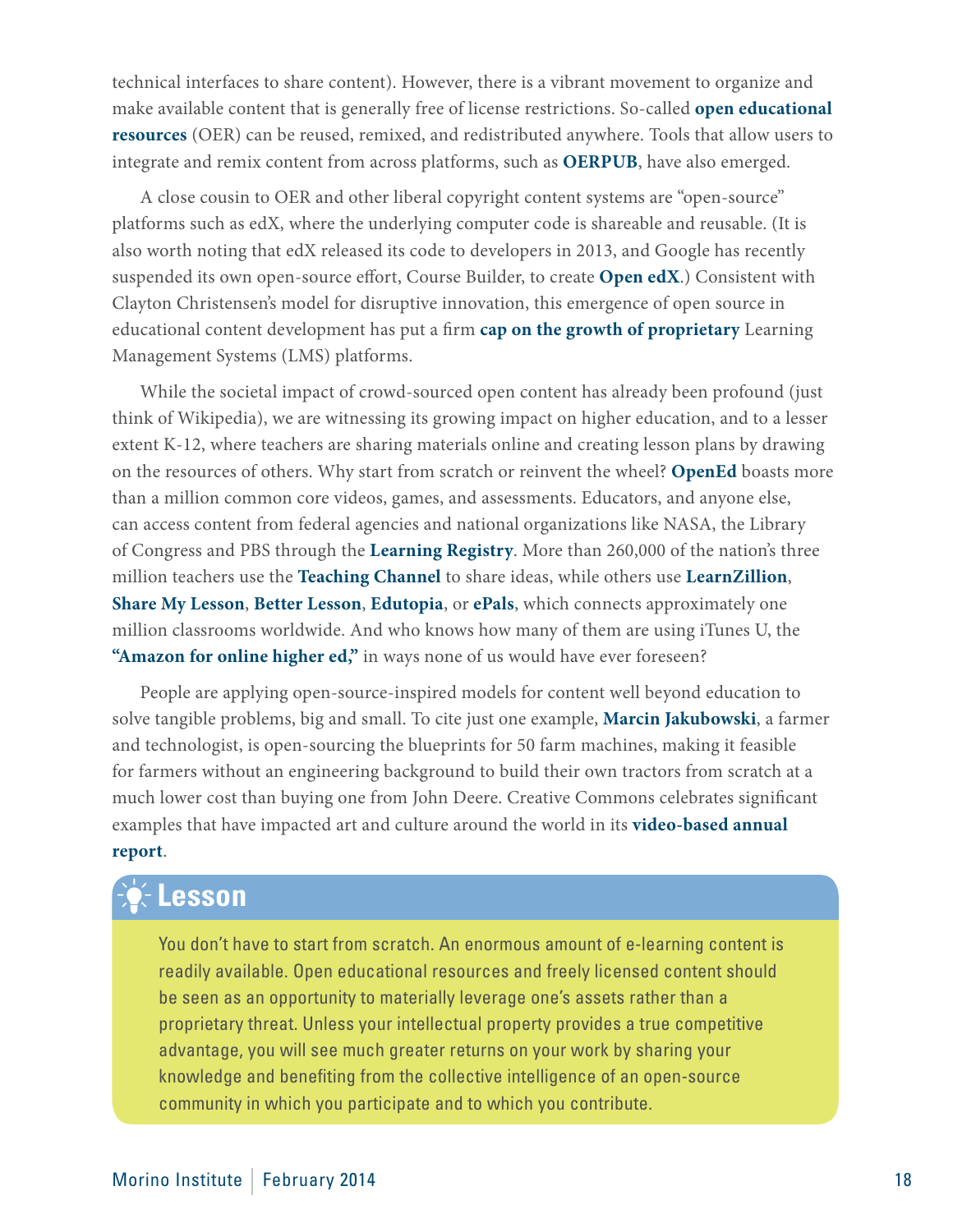technical interfaces to share content). However, there is a vibrant movement to organize and make available content that is generally free of license restrictions. So-called **open educational resources** (OER) can be reused, remixed, and redistributed anywhere. Tools that allow users to integrate and remix content from across platforms, such as **OERPUB**, have also emerged.

A close cousin to OER and other liberal copyright content systems are "open-source" platforms such as edX, where the underlying computer code is shareable and reusable. (It is also worth noting that edX released its code to developers in 2013, and Google has recently suspended its own open-source effort, Course Builder, to create **Open edX**.) Consistent with Clayton Christensen's model for disruptive innovation, this emergence of open source in educational content development has put a firm **cap on the growth of proprietary** Learning Management Systems (LMS) platforms.

While the societal impact of crowd-sourced open content has already been profound (just think of Wikipedia), we are witnessing its growing impact on higher education, and to a lesser extent K-12, where teachers are sharing materials online and creating lesson plans by drawing on the resources of others. Why start from scratch or reinvent the wheel? **OpenEd** boasts more than a million common core videos, games, and assessments. Educators, and anyone else, can access content from federal agencies and national organizations like NASA, the Library of Congress and PBS through the **Learning Registry**. More than 260,000 of the nation's three million teachers use the **Teaching Channel** to share ideas, while others use **LearnZillion**, **Share My Lesson**, **Better Lesson**, **Edutopia**, or **ePals**, which connects approximately one million classrooms worldwide. And who knows how many of them are using iTunes U, the **"Amazon for online higher ed,"** in ways none of us would have ever foreseen?

People are applying open-source-inspired models for content well beyond education to solve tangible problems, big and small. To cite just one example, **Marcin Jakubowski**, a farmer and technologist, is open-sourcing the blueprints for 50 farm machines, making it feasible for farmers without an engineering background to build their own tractors from scratch at a much lower cost than buying one from John Deere. Creative Commons celebrates significant examples that have impacted art and culture around the world in its **video-based annual report**.

## Lesson

You don't have to start from scratch. An enormous amount of e-learning content is readily available. Open educational resources and freely licensed content should be seen as an opportunity to materially leverage one's assets rather than a proprietary threat. Unless your intellectual property provides a true competitive advantage, you will see much greater returns on your work by sharing your knowledge and benefiting from the collective intelligence of an open-source community in which you participate and to which you contribute.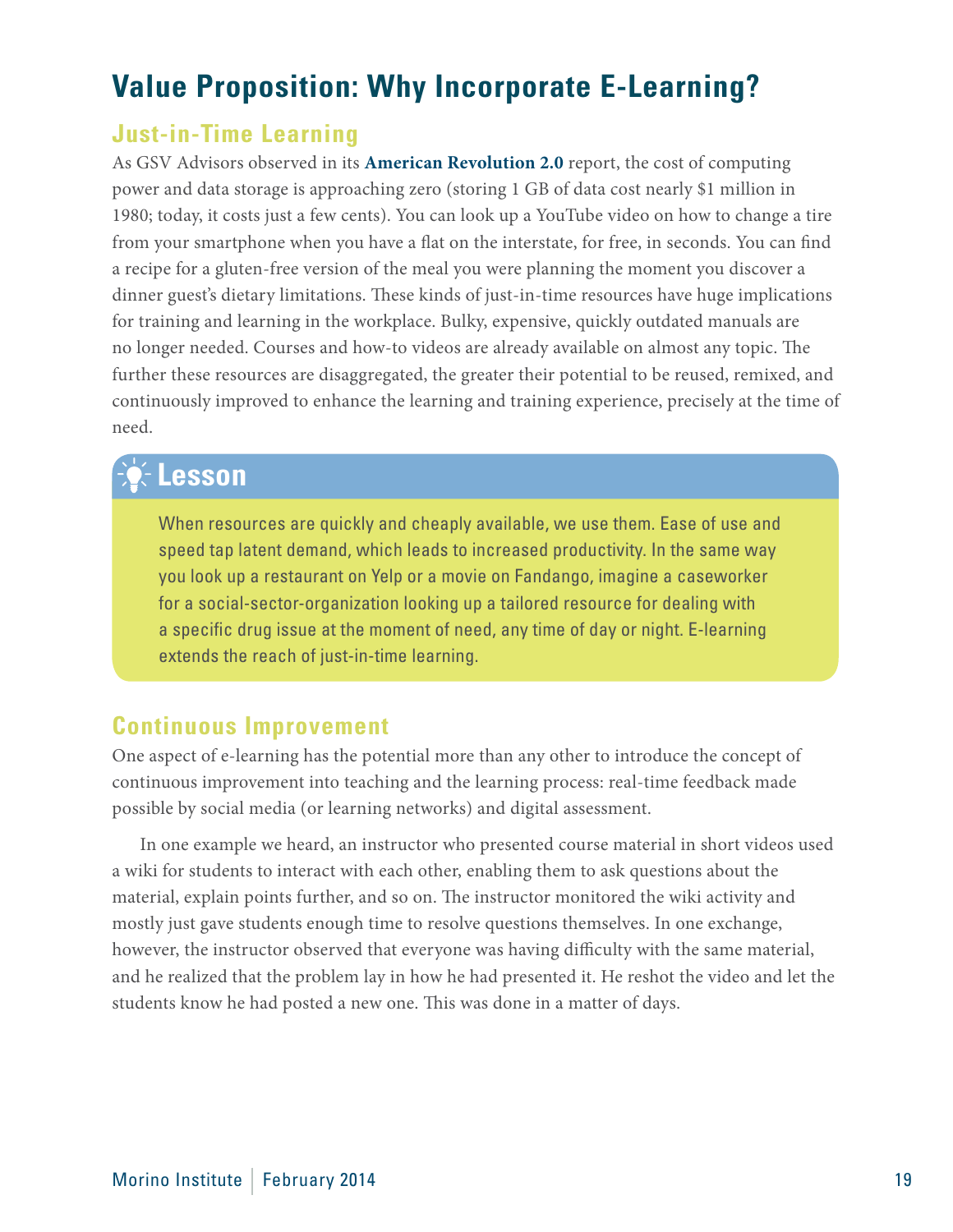# Value Proposition: Why Incorporate E-Learning?

## Just-in-Time Learning

As GSV Advisors observed in its **American Revolution 2.0** report, the cost of computing power and data storage is approaching zero (storing 1 GB of data cost nearly $1 million in 1980; today, it costs just a few cents). You can look up a YouTube video on how to change a tire from your smartphone when you have a flat on the interstate, for free, in seconds. You can find a recipe for a gluten-free version of the meal you were planning the moment you discover a dinner guest's dietary limitations. These kinds of just-in-time resources have huge implications for training and learning in the workplace. Bulky, expensive, quickly outdated manuals are no longer needed. Courses and how-to videos are already available on almost any topic. The further these resources are disaggregated, the greater their potential to be reused, remixed, and continuously improved to enhance the learning and training experience, precisely at the time of need.

> **Lesson**
>
> When resources are quickly and cheaply available, we use them. Ease of use and speed tap latent demand, which leads to increased productivity. In the same way you look up a restaurant on Yelp or a movie on Fandango, imagine a caseworker for a social-sector-organization looking up a tailored resource for dealing with a specific drug issue at the moment of need, any time of day or night. E-learning extends the reach of just-in-time learning.

## Continuous Improvement

One aspect of e-learning has the potential more than any other to introduce the concept of continuous improvement into teaching and the learning process: real-time feedback made possible by social media (or learning networks) and digital assessment.

In one example we heard, an instructor who presented course material in short videos used a wiki for students to interact with each other, enabling them to ask questions about the material, explain points further, and so on. The instructor monitored the wiki activity and mostly just gave students enough time to resolve questions themselves. In one exchange, however, the instructor observed that everyone was having difficulty with the same material, and he realized that the problem lay in how he had presented it. He reshot the video and let the students know he had posted a new one. This was done in a matter of days.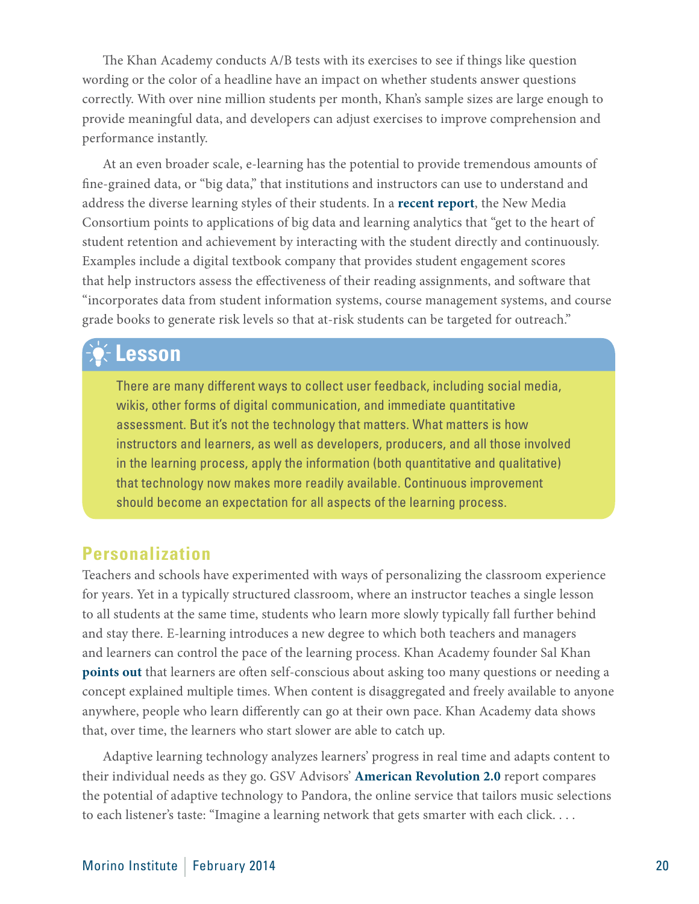The Khan Academy conducts A/B tests with its exercises to see if things like question wording or the color of a headline have an impact on whether students answer questions correctly. With over nine million students per month, Khan's sample sizes are large enough to provide meaningful data, and developers can adjust exercises to improve comprehension and performance instantly.

At an even broader scale, e-learning has the potential to provide tremendous amounts of fine-grained data, or "big data," that institutions and instructors can use to understand and address the diverse learning styles of their students. In a **recent report**, the New Media Consortium points to applications of big data and learning analytics that "get to the heart of student retention and achievement by interacting with the student directly and continuously. Examples include a digital textbook company that provides student engagement scores that help instructors assess the effectiveness of their reading assignments, and software that "incorporates data from student information systems, course management systems, and course grade books to generate risk levels so that at-risk students can be targeted for outreach."

### Lesson

There are many different ways to collect user feedback, including social media, wikis, other forms of digital communication, and immediate quantitative assessment. But it's not the technology that matters. What matters is how instructors and learners, as well as developers, producers, and all those involved in the learning process, apply the information (both quantitative and qualitative) that technology now makes more readily available. Continuous improvement should become an expectation for all aspects of the learning process.

## Personalization

Teachers and schools have experimented with ways of personalizing the classroom experience for years. Yet in a typically structured classroom, where an instructor teaches a single lesson to all students at the same time, students who learn more slowly typically fall further behind and stay there. E-learning introduces a new degree to which both teachers and managers and learners can control the pace of the learning process. Khan Academy founder Sal Khan **points out** that learners are often self-conscious about asking too many questions or needing a concept explained multiple times. When content is disaggregated and freely available to anyone anywhere, people who learn differently can go at their own pace. Khan Academy data shows that, over time, the learners who start slower are able to catch up.

Adaptive learning technology analyzes learners' progress in real time and adapts content to their individual needs as they go. GSV Advisors' **American Revolution 2.0** report compares the potential of adaptive technology to Pandora, the online service that tailors music selections to each listener's taste: "Imagine a learning network that gets smarter with each click. . . .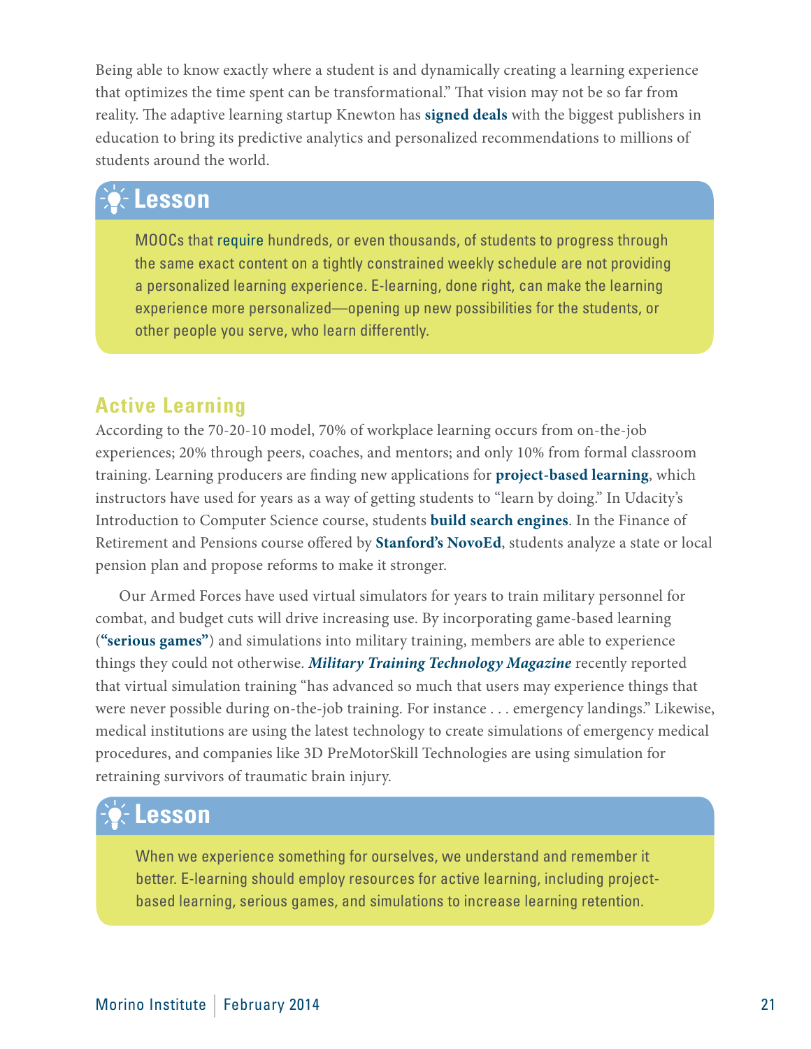Being able to know exactly where a student is and dynamically creating a learning experience that optimizes the time spent can be transformational." That vision may not be so far from reality. The adaptive learning startup Knewton has **signed deals** with the biggest publishers in education to bring its predictive analytics and personalized recommendations to millions of students around the world.

### Lesson

MOOCs that require hundreds, or even thousands, of students to progress through the same exact content on a tightly constrained weekly schedule are not providing a personalized learning experience. E-learning, done right, can make the learning experience more personalized—opening up new possibilities for the students, or other people you serve, who learn differently.

## Active Learning

According to the 70-20-10 model, 70% of workplace learning occurs from on-the-job experiences; 20% through peers, coaches, and mentors; and only 10% from formal classroom training. Learning producers are finding new applications for **project-based learning**, which instructors have used for years as a way of getting students to "learn by doing." In Udacity's Introduction to Computer Science course, students **build search engines**. In the Finance of Retirement and Pensions course offered by **Stanford's NovoEd**, students analyze a state or local pension plan and propose reforms to make it stronger.

Our Armed Forces have used virtual simulators for years to train military personnel for combat, and budget cuts will drive increasing use. By incorporating game-based learning (**"serious games"**) and simulations into military training, members are able to experience things they could not otherwise. ***Military Training Technology Magazine*** recently reported that virtual simulation training "has advanced so much that users may experience things that were never possible during on-the-job training. For instance . . . emergency landings." Likewise, medical institutions are using the latest technology to create simulations of emergency medical procedures, and companies like 3D PreMotorSkill Technologies are using simulation for retraining survivors of traumatic brain injury.

### Lesson

When we experience something for ourselves, we understand and remember it better. E-learning should employ resources for active learning, including project-based learning, serious games, and simulations to increase learning retention.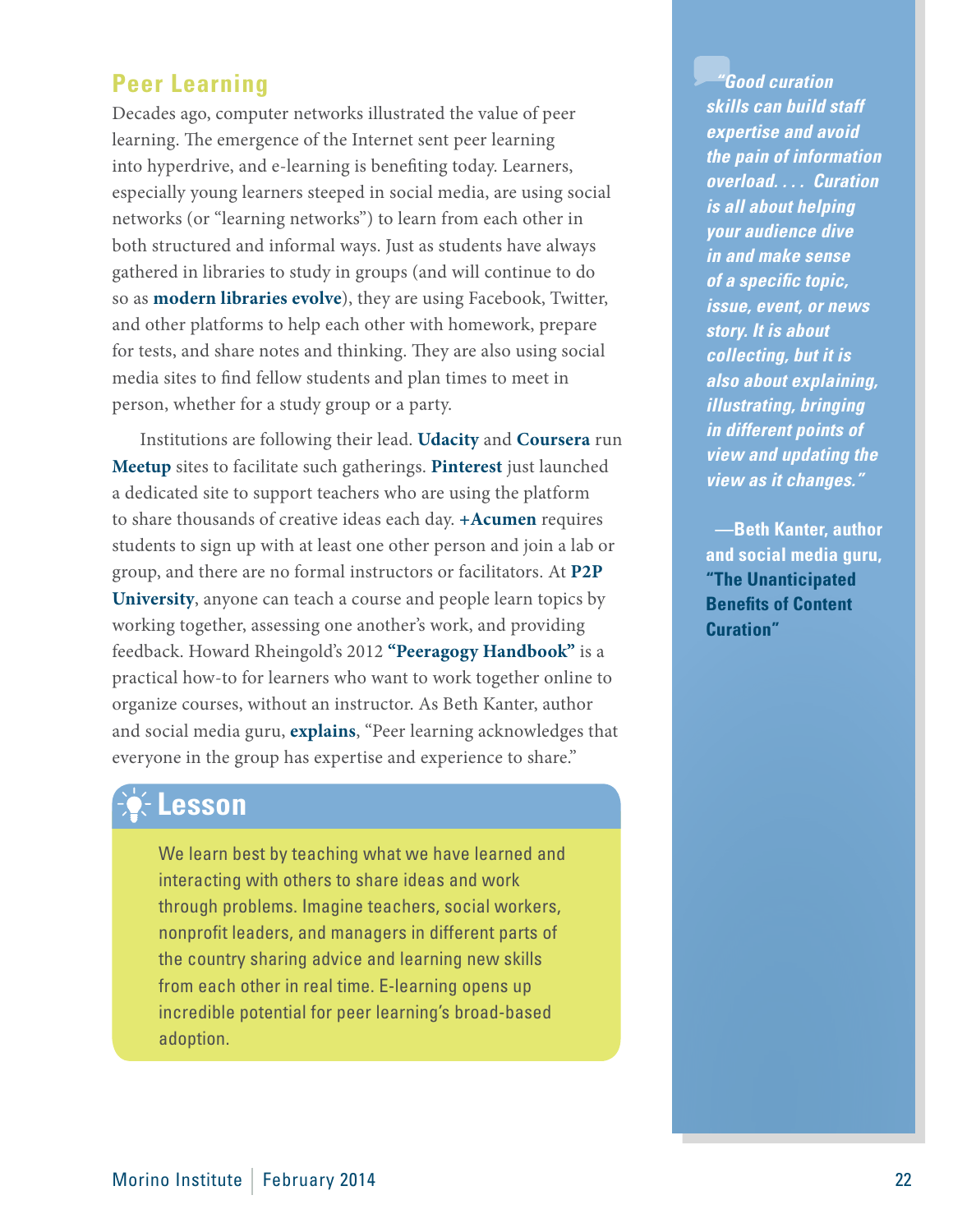## Peer Learning

Decades ago, computer networks illustrated the value of peer learning. The emergence of the Internet sent peer learning into hyperdrive, and e-learning is benefiting today. Learners, especially young learners steeped in social media, are using social networks (or "learning networks") to learn from each other in both structured and informal ways. Just as students have always gathered in libraries to study in groups (and will continue to do so as **modern libraries evolve**), they are using Facebook, Twitter, and other platforms to help each other with homework, prepare for tests, and share notes and thinking. They are also using social media sites to find fellow students and plan times to meet in person, whether for a study group or a party.

Institutions are following their lead. **Udacity** and **Coursera** run **Meetup** sites to facilitate such gatherings. **Pinterest** just launched a dedicated site to support teachers who are using the platform to share thousands of creative ideas each day. **+Acumen** requires students to sign up with at least one other person and join a lab or group, and there are no formal instructors or facilitators. At **P2P University**, anyone can teach a course and people learn topics by working together, assessing one another's work, and providing feedback. Howard Rheingold's 2012 **"Peeragogy Handbook"** is a practical how-to for learners who want to work together online to organize courses, without an instructor. As Beth Kanter, author and social media guru, **explains**, "Peer learning acknowledges that everyone in the group has expertise and experience to share."

### Lesson

We learn best by teaching what we have learned and interacting with others to share ideas and work through problems. Imagine teachers, social workers, nonprofit leaders, and managers in different parts of the country sharing advice and learning new skills from each other in real time. E-learning opens up incredible potential for peer learning's broad-based adoption.

> ***"Good curation skills can build staff expertise and avoid the pain of information overload. . . . Curation is all about helping your audience dive in and make sense of a specific topic, issue, event, or news story. It is about collecting, but it is also about explaining, illustrating, bringing in different points of view and updating the view as it changes."***
>
> **—Beth Kanter, author and social media guru, "The Unanticipated Benefits of Content Curation"**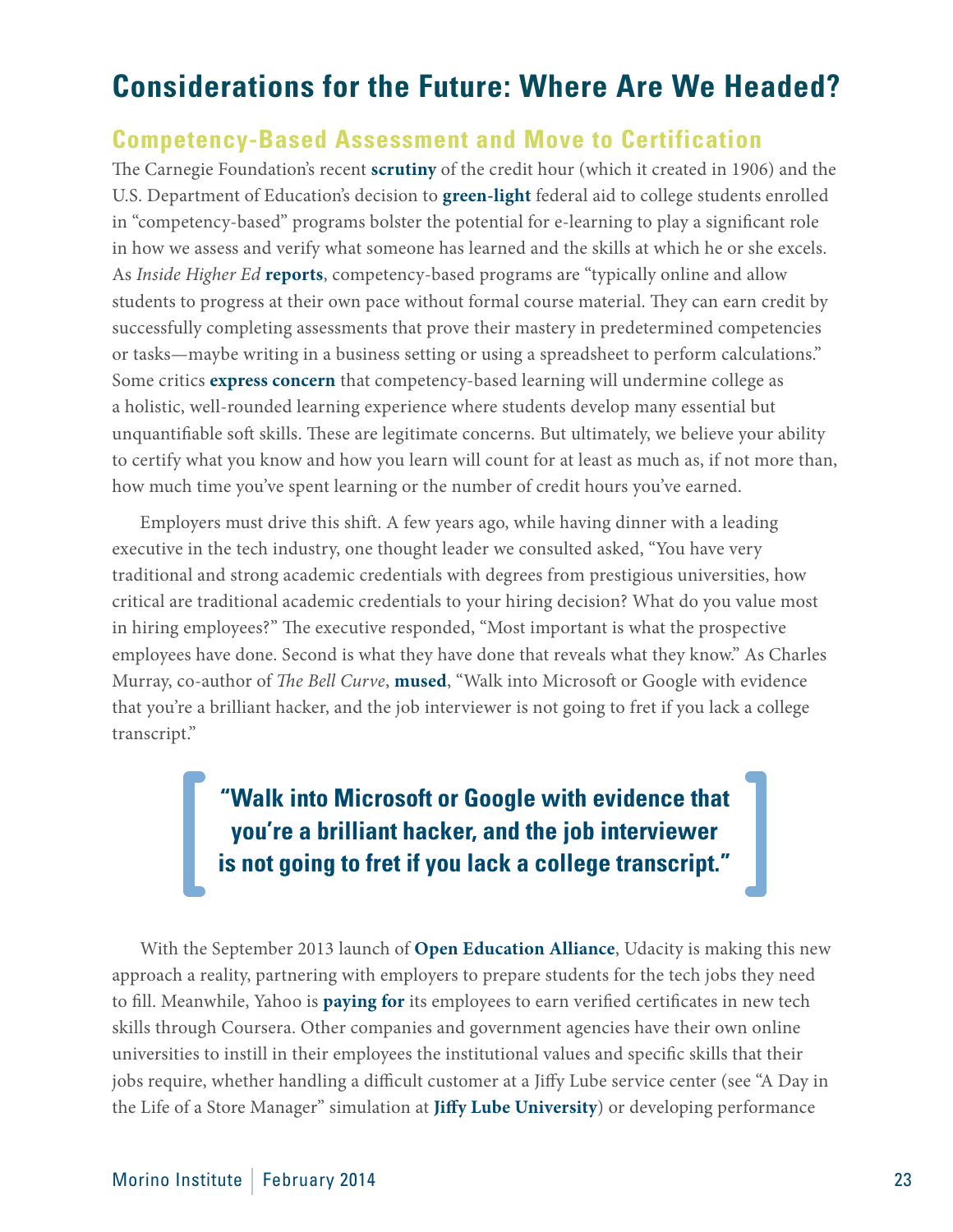# Considerations for the Future: Where Are We Headed?

## Competency-Based Assessment and Move to Certification

The Carnegie Foundation's recent **scrutiny** of the credit hour (which it created in 1906) and the U.S. Department of Education's decision to **green-light** federal aid to college students enrolled in "competency-based" programs bolster the potential for e-learning to play a significant role in how we assess and verify what someone has learned and the skills at which he or she excels. As *Inside Higher Ed* **reports**, competency-based programs are "typically online and allow students to progress at their own pace without formal course material. They can earn credit by successfully completing assessments that prove their mastery in predetermined competencies or tasks—maybe writing in a business setting or using a spreadsheet to perform calculations." Some critics **express concern** that competency-based learning will undermine college as a holistic, well-rounded learning experience where students develop many essential but unquantifiable soft skills. These are legitimate concerns. But ultimately, we believe your ability to certify what you know and how you learn will count for at least as much as, if not more than, how much time you've spent learning or the number of credit hours you've earned.

Employers must drive this shift. A few years ago, while having dinner with a leading executive in the tech industry, one thought leader we consulted asked, "You have very traditional and strong academic credentials with degrees from prestigious universities, how critical are traditional academic credentials to your hiring decision? What do you value most in hiring employees?" The executive responded, "Most important is what the prospective employees have done. Second is what they have done that reveals what they know." As Charles Murray, co-author of *The Bell Curve*, **mused**, "Walk into Microsoft or Google with evidence that you're a brilliant hacker, and the job interviewer is not going to fret if you lack a college transcript."

> **"Walk into Microsoft or Google with evidence that you're a brilliant hacker, and the job interviewer is not going to fret if you lack a college transcript."**

With the September 2013 launch of **Open Education Alliance**, Udacity is making this new approach a reality, partnering with employers to prepare students for the tech jobs they need to fill. Meanwhile, Yahoo is **paying for** its employees to earn verified certificates in new tech skills through Coursera. Other companies and government agencies have their own online universities to instill in their employees the institutional values and specific skills that their jobs require, whether handling a difficult customer at a Jiffy Lube service center (see "A Day in the Life of a Store Manager" simulation at **Jiffy Lube University**) or developing performance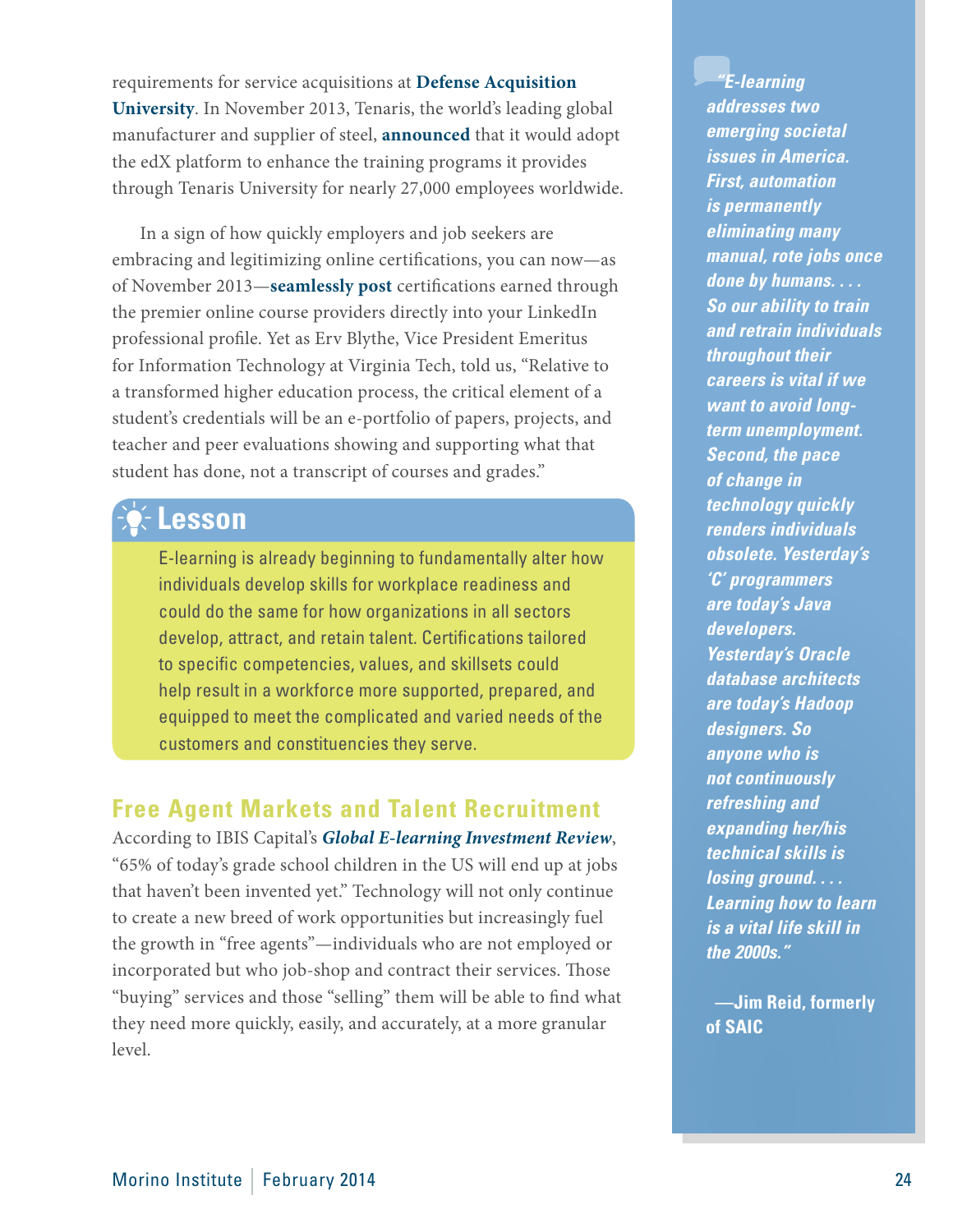requirements for service acquisitions at **Defense Acquisition University**. In November 2013, Tenaris, the world's leading global manufacturer and supplier of steel, **announced** that it would adopt the edX platform to enhance the training programs it provides through Tenaris University for nearly 27,000 employees worldwide.

In a sign of how quickly employers and job seekers are embracing and legitimizing online certifications, you can now—as of November 2013—**seamlessly post** certifications earned through the premier online course providers directly into your LinkedIn professional profile. Yet as Erv Blythe, Vice President Emeritus for Information Technology at Virginia Tech, told us, "Relative to a transformed higher education process, the critical element of a student's credentials will be an e-portfolio of papers, projects, and teacher and peer evaluations showing and supporting what that student has done, not a transcript of courses and grades."

### Lesson

E-learning is already beginning to fundamentally alter how individuals develop skills for workplace readiness and could do the same for how organizations in all sectors develop, attract, and retain talent. Certifications tailored to specific competencies, values, and skillsets could help result in a workforce more supported, prepared, and equipped to meet the complicated and varied needs of the customers and constituencies they serve.

## Free Agent Markets and Talent Recruitment

According to IBIS Capital's ***Global E-learning Investment Review***, "65% of today's grade school children in the US will end up at jobs that haven't been invented yet." Technology will not only continue to create a new breed of work opportunities but increasingly fuel the growth in "free agents"—individuals who are not employed or incorporated but who job-shop and contract their services. Those "buying" services and those "selling" them will be able to find what they need more quickly, easily, and accurately, at a more granular level.

> ***"E-learning addresses two emerging societal issues in America. First, automation is permanently eliminating many manual, rote jobs once done by humans. . . . So our ability to train and retrain individuals throughout their careers is vital if we want to avoid long-term unemployment. Second, the pace of change in technology quickly renders individuals obsolete. Yesterday's 'C' programmers are today's Java developers. Yesterday's Oracle database architects are today's Hadoop designers. So anyone who is not continuously refreshing and expanding her/his technical skills is losing ground. . . . Learning how to learn is a vital life skill in the 2000s."***
>
> **—Jim Reid, formerly of SAIC**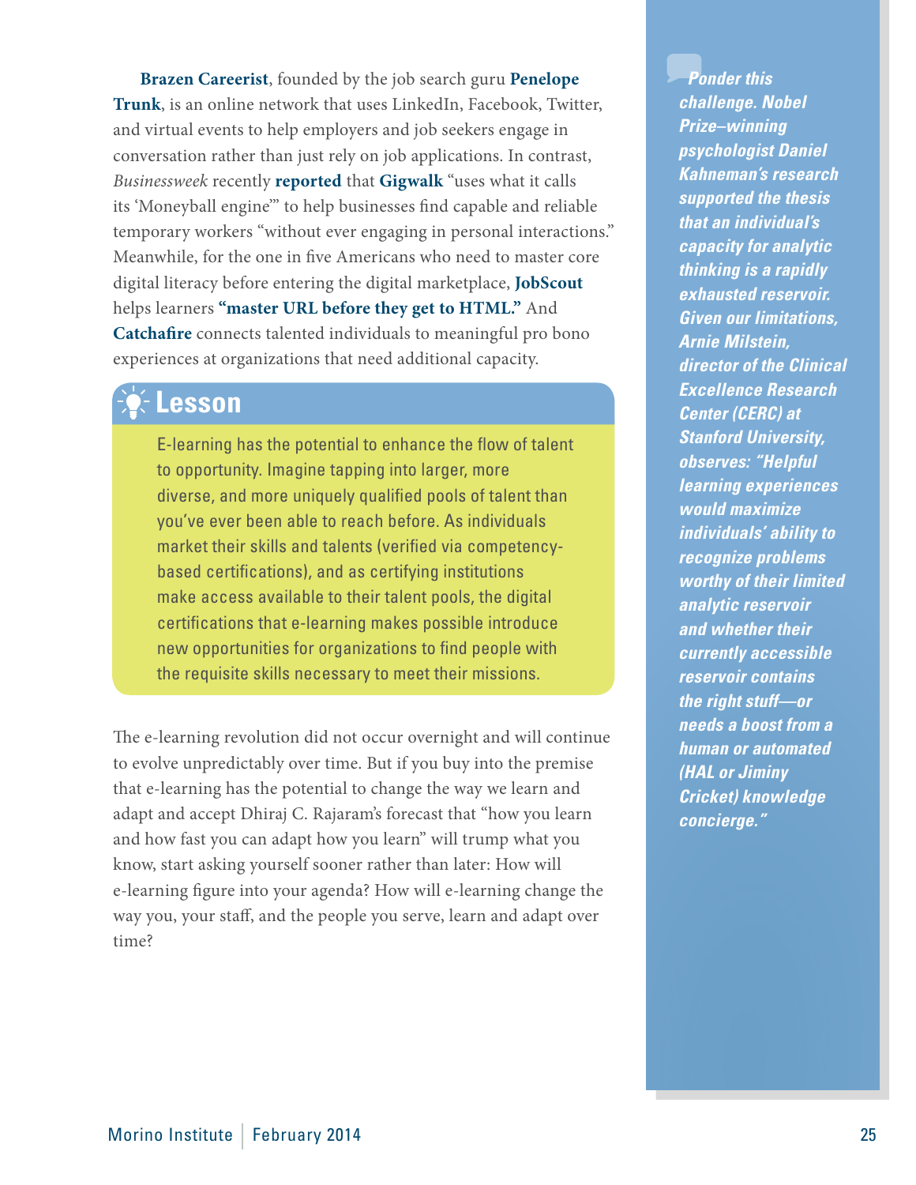**Brazen Careerist**, founded by the job search guru **Penelope Trunk**, is an online network that uses LinkedIn, Facebook, Twitter, and virtual events to help employers and job seekers engage in conversation rather than just rely on job applications. In contrast, *Businessweek* recently **reported** that **Gigwalk** "uses what it calls its 'Moneyball engine'" to help businesses find capable and reliable temporary workers "without ever engaging in personal interactions." Meanwhile, for the one in five Americans who need to master core digital literacy before entering the digital marketplace, **JobScout** helps learners **"master URL before they get to HTML."** And **Catchafire** connects talented individuals to meaningful pro bono experiences at organizations that need additional capacity.

## Lesson

E-learning has the potential to enhance the flow of talent to opportunity. Imagine tapping into larger, more diverse, and more uniquely qualified pools of talent than you've ever been able to reach before. As individuals market their skills and talents (verified via competency-based certifications), and as certifying institutions make access available to their talent pools, the digital certifications that e-learning makes possible introduce new opportunities for organizations to find people with the requisite skills necessary to meet their missions.

The e-learning revolution did not occur overnight and will continue to evolve unpredictably over time. But if you buy into the premise that e-learning has the potential to change the way we learn and adapt and accept Dhiraj C. Rajaram's forecast that "how you learn and how fast you can adapt how you learn" will trump what you know, start asking yourself sooner rather than later: How will e-learning figure into your agenda? How will e-learning change the way you, your staff, and the people you serve, learn and adapt over time?

***Ponder this challenge. Nobel Prize–winning psychologist Daniel Kahneman's research supported the thesis that an individual's capacity for analytic thinking is a rapidly exhausted reservoir. Given our limitations, Arnie Milstein, director of the Clinical Excellence Research Center (CERC) at Stanford University, observes: "Helpful learning experiences would maximize individuals' ability to recognize problems worthy of their limited analytic reservoir and whether their currently accessible reservoir contains the right stuff—or needs a boost from a human or automated (HAL or Jiminy Cricket) knowledge concierge."***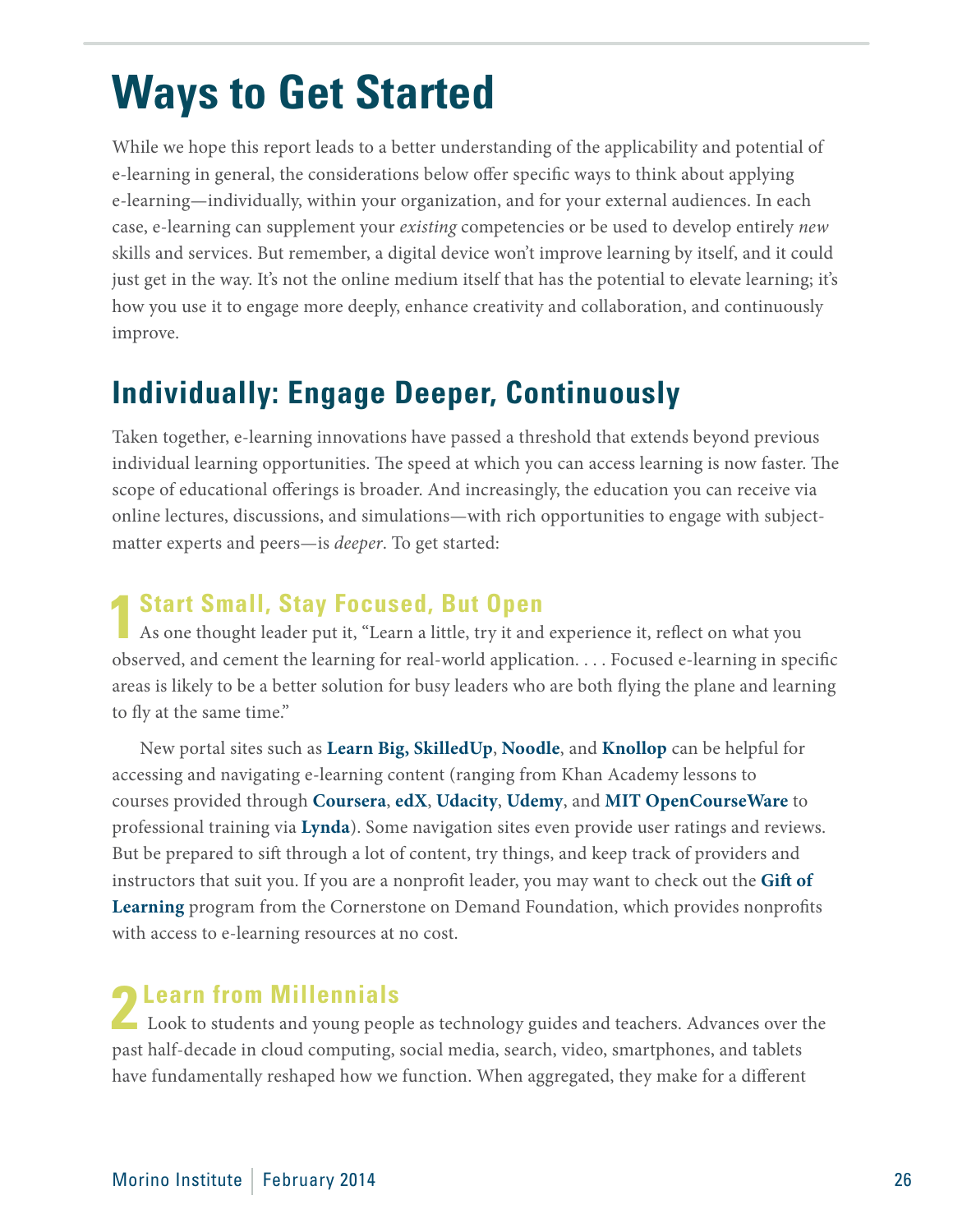# Ways to Get Started

While we hope this report leads to a better understanding of the applicability and potential of e-learning in general, the considerations below offer specific ways to think about applying e-learning—individually, within your organization, and for your external audiences. In each case, e-learning can supplement your *existing* competencies or be used to develop entirely *new* skills and services. But remember, a digital device won't improve learning by itself, and it could just get in the way. It's not the online medium itself that has the potential to elevate learning; it's how you use it to engage more deeply, enhance creativity and collaboration, and continuously improve.

## Individually: Engage Deeper, Continuously

Taken together, e-learning innovations have passed a threshold that extends beyond previous individual learning opportunities. The speed at which you can access learning is now faster. The scope of educational offerings is broader. And increasingly, the education you can receive via online lectures, discussions, and simulations—with rich opportunities to engage with subject-matter experts and peers—is *deeper*. To get started:

### 1 Start Small, Stay Focused, But Open

As one thought leader put it, "Learn a little, try it and experience it, reflect on what you observed, and cement the learning for real-world application. . . . Focused e-learning in specific areas is likely to be a better solution for busy leaders who are both flying the plane and learning to fly at the same time."

New portal sites such as **Learn Big, SkilledUp**, **Noodle**, and **Knollop** can be helpful for accessing and navigating e-learning content (ranging from Khan Academy lessons to courses provided through **Coursera**, **edX**, **Udacity**, **Udemy**, and **MIT OpenCourseWare** to professional training via **Lynda**). Some navigation sites even provide user ratings and reviews. But be prepared to sift through a lot of content, try things, and keep track of providers and instructors that suit you. If you are a nonprofit leader, you may want to check out the **Gift of Learning** program from the Cornerstone on Demand Foundation, which provides nonprofits with access to e-learning resources at no cost.

### 2 Learn from Millennials

Look to students and young people as technology guides and teachers. Advances over the past half-decade in cloud computing, social media, search, video, smartphones, and tablets have fundamentally reshaped how we function. When aggregated, they make for a different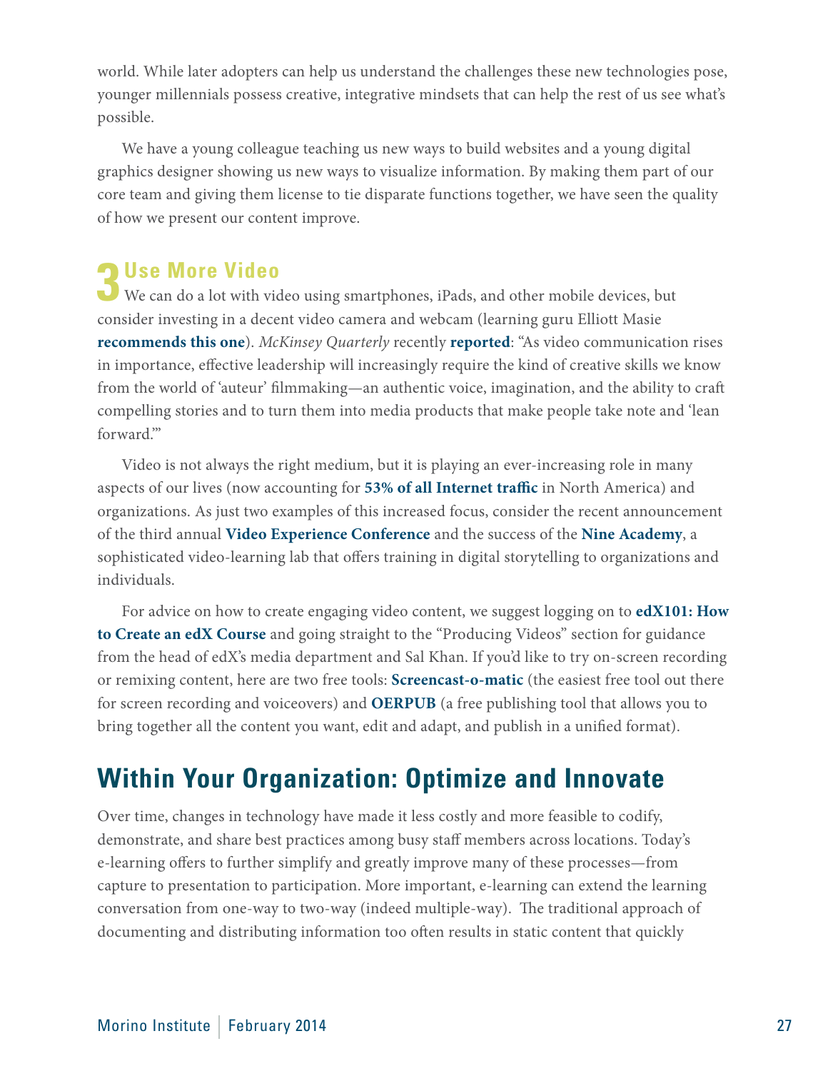world. While later adopters can help us understand the challenges these new technologies pose, younger millennials possess creative, integrative mindsets that can help the rest of us see what's possible.

We have a young colleague teaching us new ways to build websites and a young digital graphics designer showing us new ways to visualize information. By making them part of our core team and giving them license to tie disparate functions together, we have seen the quality of how we present our content improve.

### 3 Use More Video

We can do a lot with video using smartphones, iPads, and other mobile devices, but consider investing in a decent video camera and webcam (learning guru Elliott Masie **recommends this one**). *McKinsey Quarterly* recently **reported**: "As video communication rises in importance, effective leadership will increasingly require the kind of creative skills we know from the world of 'auteur' filmmaking—an authentic voice, imagination, and the ability to craft compelling stories and to turn them into media products that make people take note and 'lean forward.'"

Video is not always the right medium, but it is playing an ever-increasing role in many aspects of our lives (now accounting for **53% of all Internet traffic** in North America) and organizations. As just two examples of this increased focus, consider the recent announcement of the third annual **Video Experience Conference** and the success of the **Nine Academy**, a sophisticated video-learning lab that offers training in digital storytelling to organizations and individuals.

For advice on how to create engaging video content, we suggest logging on to **edX101: How to Create an edX Course** and going straight to the "Producing Videos" section for guidance from the head of edX's media department and Sal Khan. If you'd like to try on-screen recording or remixing content, here are two free tools: **Screencast-o-matic** (the easiest free tool out there for screen recording and voiceovers) and **OERPUB** (a free publishing tool that allows you to bring together all the content you want, edit and adapt, and publish in a unified format).

## Within Your Organization: Optimize and Innovate

Over time, changes in technology have made it less costly and more feasible to codify, demonstrate, and share best practices among busy staff members across locations. Today's e-learning offers to further simplify and greatly improve many of these processes—from capture to presentation to participation. More important, e-learning can extend the learning conversation from one-way to two-way (indeed multiple-way). The traditional approach of documenting and distributing information too often results in static content that quickly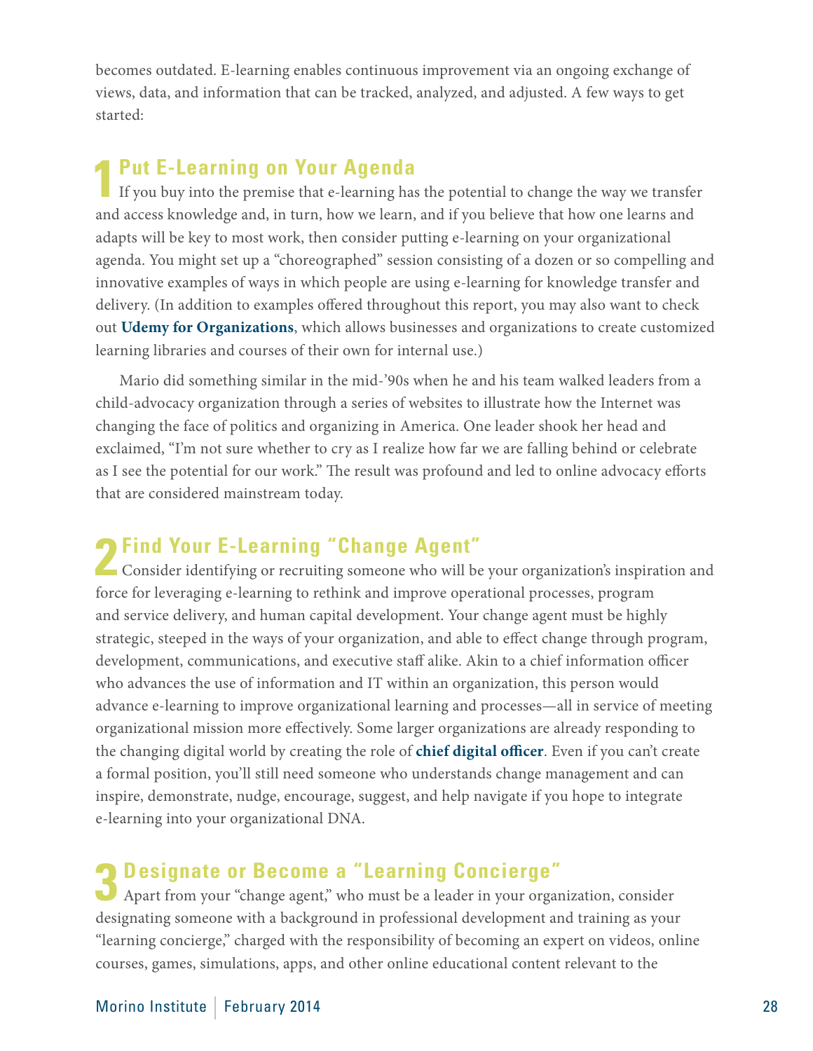becomes outdated. E-learning enables continuous improvement via an ongoing exchange of views, data, and information that can be tracked, analyzed, and adjusted. A few ways to get started:

## 1 Put E-Learning on Your Agenda

If you buy into the premise that e-learning has the potential to change the way we transfer and access knowledge and, in turn, how we learn, and if you believe that how one learns and adapts will be key to most work, then consider putting e-learning on your organizational agenda. You might set up a "choreographed" session consisting of a dozen or so compelling and innovative examples of ways in which people are using e-learning for knowledge transfer and delivery. (In addition to examples offered throughout this report, you may also want to check out **Udemy for Organizations**, which allows businesses and organizations to create customized learning libraries and courses of their own for internal use.)

Mario did something similar in the mid-'90s when he and his team walked leaders from a child-advocacy organization through a series of websites to illustrate how the Internet was changing the face of politics and organizing in America. One leader shook her head and exclaimed, "I'm not sure whether to cry as I realize how far we are falling behind or celebrate as I see the potential for our work." The result was profound and led to online advocacy efforts that are considered mainstream today.

## 2 Find Your E-Learning "Change Agent"

Consider identifying or recruiting someone who will be your organization's inspiration and force for leveraging e-learning to rethink and improve operational processes, program and service delivery, and human capital development. Your change agent must be highly strategic, steeped in the ways of your organization, and able to effect change through program, development, communications, and executive staff alike. Akin to a chief information officer who advances the use of information and IT within an organization, this person would advance e-learning to improve organizational learning and processes—all in service of meeting organizational mission more effectively. Some larger organizations are already responding to the changing digital world by creating the role of **chief digital officer**. Even if you can't create a formal position, you'll still need someone who understands change management and can inspire, demonstrate, nudge, encourage, suggest, and help navigate if you hope to integrate e-learning into your organizational DNA.

## 3 Designate or Become a "Learning Concierge"

Apart from your "change agent," who must be a leader in your organization, consider designating someone with a background in professional development and training as your "learning concierge," charged with the responsibility of becoming an expert on videos, online courses, games, simulations, apps, and other online educational content relevant to the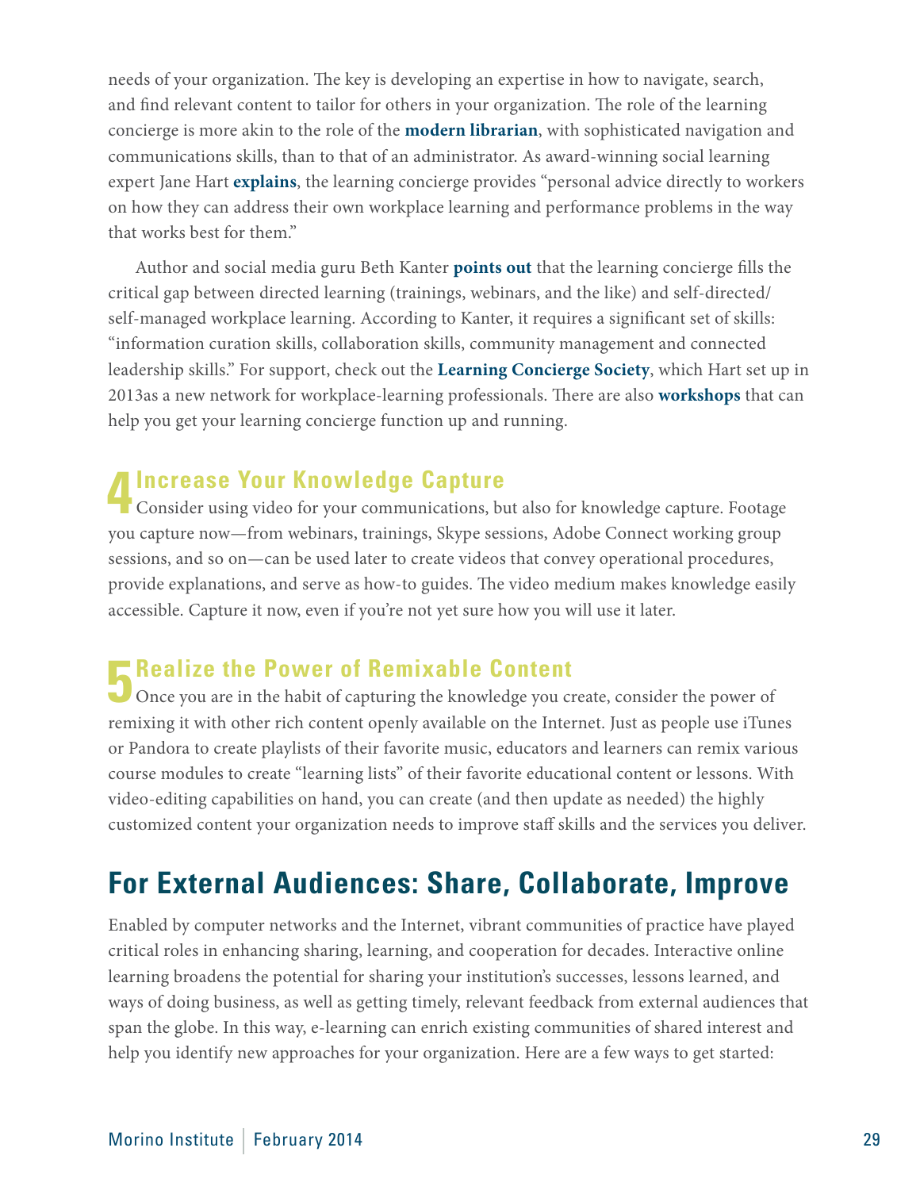needs of your organization. The key is developing an expertise in how to navigate, search, and find relevant content to tailor for others in your organization. The role of the learning concierge is more akin to the role of the **modern librarian**, with sophisticated navigation and communications skills, than to that of an administrator. As award-winning social learning expert Jane Hart **explains**, the learning concierge provides "personal advice directly to workers on how they can address their own workplace learning and performance problems in the way that works best for them."

Author and social media guru Beth Kanter **points out** that the learning concierge fills the critical gap between directed learning (trainings, webinars, and the like) and self-directed/self-managed workplace learning. According to Kanter, it requires a significant set of skills: "information curation skills, collaboration skills, community management and connected leadership skills." For support, check out the **Learning Concierge Society**, which Hart set up in 2013as a new network for workplace-learning professionals. There are also **workshops** that can help you get your learning concierge function up and running.

### 4 Increase Your Knowledge Capture

Consider using video for your communications, but also for knowledge capture. Footage you capture now—from webinars, trainings, Skype sessions, Adobe Connect working group sessions, and so on—can be used later to create videos that convey operational procedures, provide explanations, and serve as how-to guides. The video medium makes knowledge easily accessible. Capture it now, even if you're not yet sure how you will use it later.

### 5 Realize the Power of Remixable Content

Once you are in the habit of capturing the knowledge you create, consider the power of remixing it with other rich content openly available on the Internet. Just as people use iTunes or Pandora to create playlists of their favorite music, educators and learners can remix various course modules to create "learning lists" of their favorite educational content or lessons. With video-editing capabilities on hand, you can create (and then update as needed) the highly customized content your organization needs to improve staff skills and the services you deliver.

## For External Audiences: Share, Collaborate, Improve

Enabled by computer networks and the Internet, vibrant communities of practice have played critical roles in enhancing sharing, learning, and cooperation for decades. Interactive online learning broadens the potential for sharing your institution's successes, lessons learned, and ways of doing business, as well as getting timely, relevant feedback from external audiences that span the globe. In this way, e-learning can enrich existing communities of shared interest and help you identify new approaches for your organization. Here are a few ways to get started: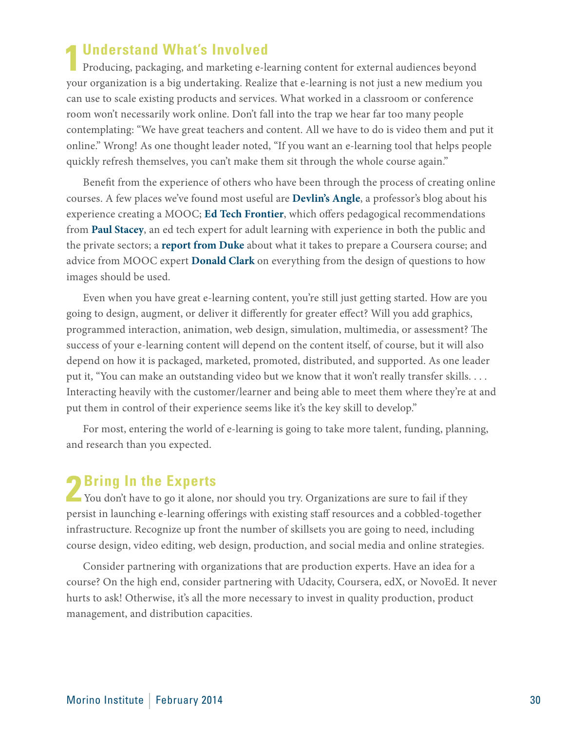## 1 Understand What's Involved

Producing, packaging, and marketing e-learning content for external audiences beyond your organization is a big undertaking. Realize that e-learning is not just a new medium you can use to scale existing products and services. What worked in a classroom or conference room won't necessarily work online. Don't fall into the trap we hear far too many people contemplating: "We have great teachers and content. All we have to do is video them and put it online." Wrong! As one thought leader noted, "If you want an e-learning tool that helps people quickly refresh themselves, you can't make them sit through the whole course again."

Benefit from the experience of others who have been through the process of creating online courses. A few places we've found most useful are **Devlin's Angle**, a professor's blog about his experience creating a MOOC; **Ed Tech Frontier**, which offers pedagogical recommendations from **Paul Stacey**, an ed tech expert for adult learning with experience in both the public and the private sectors; a **report from Duke** about what it takes to prepare a Coursera course; and advice from MOOC expert **Donald Clark** on everything from the design of questions to how images should be used.

Even when you have great e-learning content, you're still just getting started. How are you going to design, augment, or deliver it differently for greater effect? Will you add graphics, programmed interaction, animation, web design, simulation, multimedia, or assessment? The success of your e-learning content will depend on the content itself, of course, but it will also depend on how it is packaged, marketed, promoted, distributed, and supported. As one leader put it, "You can make an outstanding video but we know that it won't really transfer skills. . . . Interacting heavily with the customer/learner and being able to meet them where they're at and put them in control of their experience seems like it's the key skill to develop."

For most, entering the world of e-learning is going to take more talent, funding, planning, and research than you expected.

## 2 Bring In the Experts

You don't have to go it alone, nor should you try. Organizations are sure to fail if they persist in launching e-learning offerings with existing staff resources and a cobbled-together infrastructure. Recognize up front the number of skillsets you are going to need, including course design, video editing, web design, production, and social media and online strategies.

Consider partnering with organizations that are production experts. Have an idea for a course? On the high end, consider partnering with Udacity, Coursera, edX, or NovoEd. It never hurts to ask! Otherwise, it's all the more necessary to invest in quality production, product management, and distribution capacities.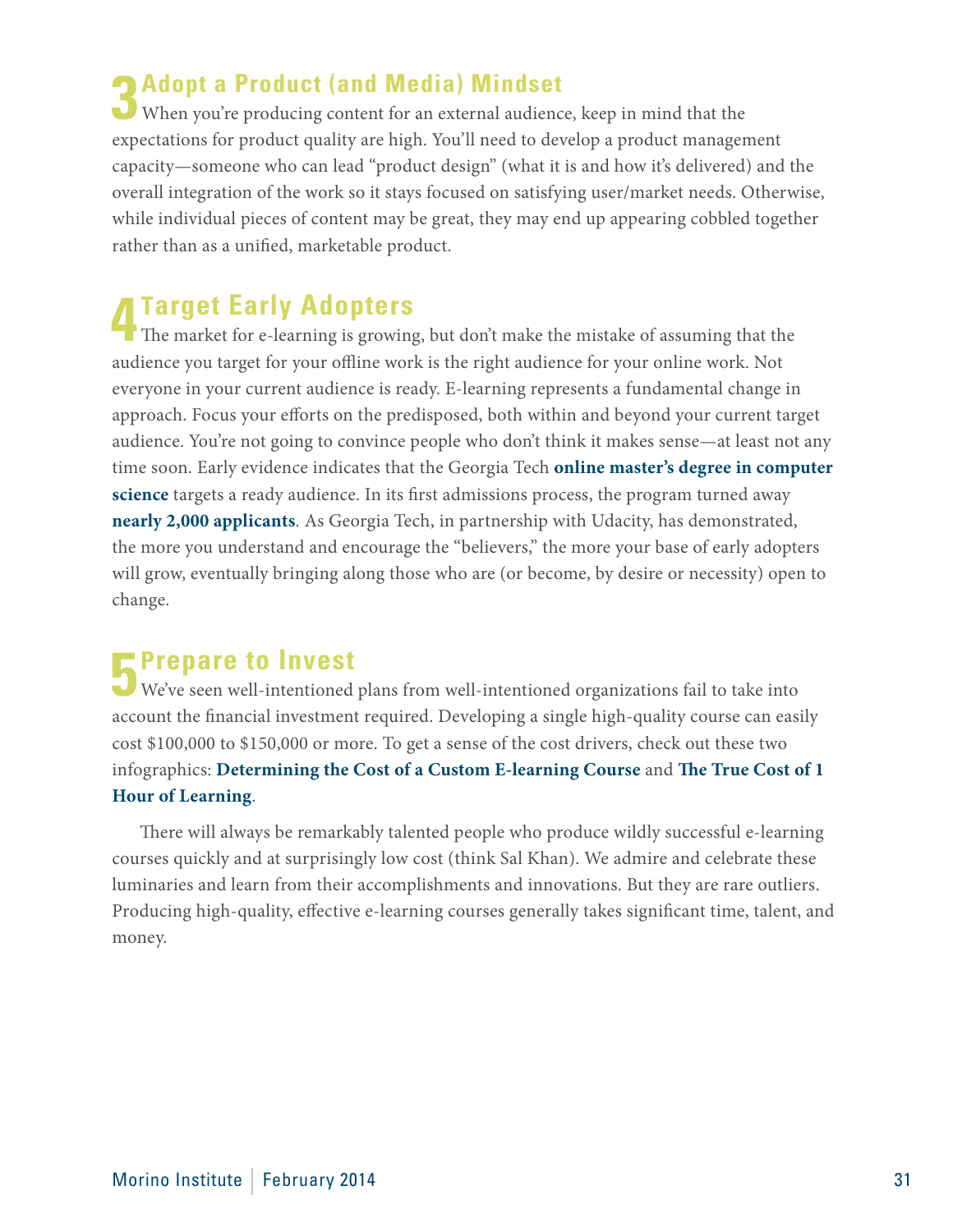## 3 Adopt a Product (and Media) Mindset

When you're producing content for an external audience, keep in mind that the expectations for product quality are high. You'll need to develop a product management capacity—someone who can lead "product design" (what it is and how it's delivered) and the overall integration of the work so it stays focused on satisfying user/market needs. Otherwise, while individual pieces of content may be great, they may end up appearing cobbled together rather than as a unified, marketable product.

## 4 Target Early Adopters

The market for e-learning is growing, but don't make the mistake of assuming that the audience you target for your offline work is the right audience for your online work. Not everyone in your current audience is ready. E-learning represents a fundamental change in approach. Focus your efforts on the predisposed, both within and beyond your current target audience. You're not going to convince people who don't think it makes sense—at least not any time soon. Early evidence indicates that the Georgia Tech **online master's degree in computer science** targets a ready audience. In its first admissions process, the program turned away **nearly 2,000 applicants**. As Georgia Tech, in partnership with Udacity, has demonstrated, the more you understand and encourage the "believers," the more your base of early adopters will grow, eventually bringing along those who are (or become, by desire or necessity) open to change.

## 5 Prepare to Invest

We've seen well-intentioned plans from well-intentioned organizations fail to take into account the financial investment required. Developing a single high-quality course can easily cost $100,000 to $150,000 or more. To get a sense of the cost drivers, check out these two infographics: **Determining the Cost of a Custom E-learning Course** and **The True Cost of 1 Hour of Learning**.

There will always be remarkably talented people who produce wildly successful e-learning courses quickly and at surprisingly low cost (think Sal Khan). We admire and celebrate these luminaries and learn from their accomplishments and innovations. But they are rare outliers. Producing high-quality, effective e-learning courses generally takes significant time, talent, and money.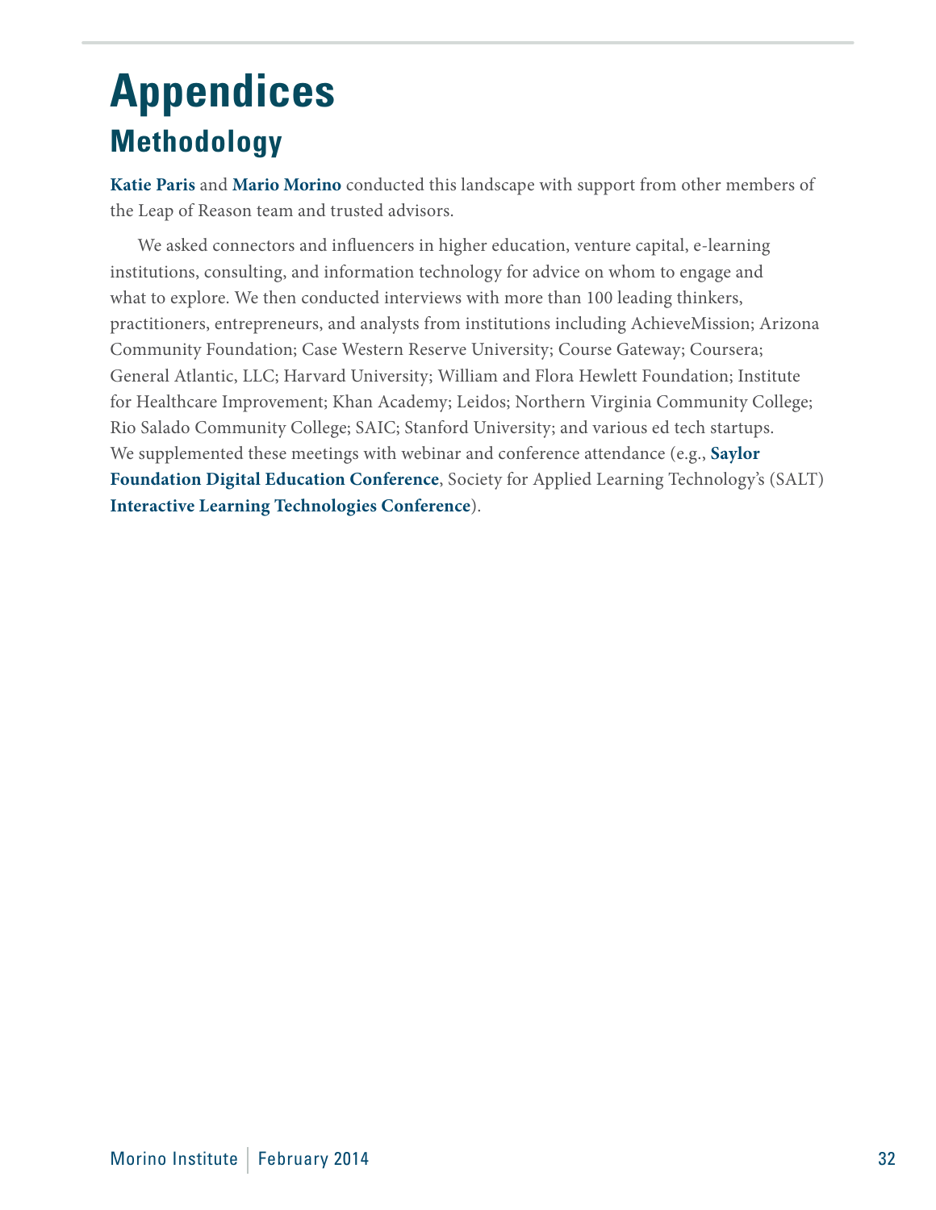# Appendices

## Methodology

**Katie Paris** and **Mario Morino** conducted this landscape with support from other members of the Leap of Reason team and trusted advisors.

We asked connectors and influencers in higher education, venture capital, e-learning institutions, consulting, and information technology for advice on whom to engage and what to explore. We then conducted interviews with more than 100 leading thinkers, practitioners, entrepreneurs, and analysts from institutions including AchieveMission; Arizona Community Foundation; Case Western Reserve University; Course Gateway; Coursera; General Atlantic, LLC; Harvard University; William and Flora Hewlett Foundation; Institute for Healthcare Improvement; Khan Academy; Leidos; Northern Virginia Community College; Rio Salado Community College; SAIC; Stanford University; and various ed tech startups. We supplemented these meetings with webinar and conference attendance (e.g., **Saylor Foundation Digital Education Conference**, Society for Applied Learning Technology's (SALT) **Interactive Learning Technologies Conference**).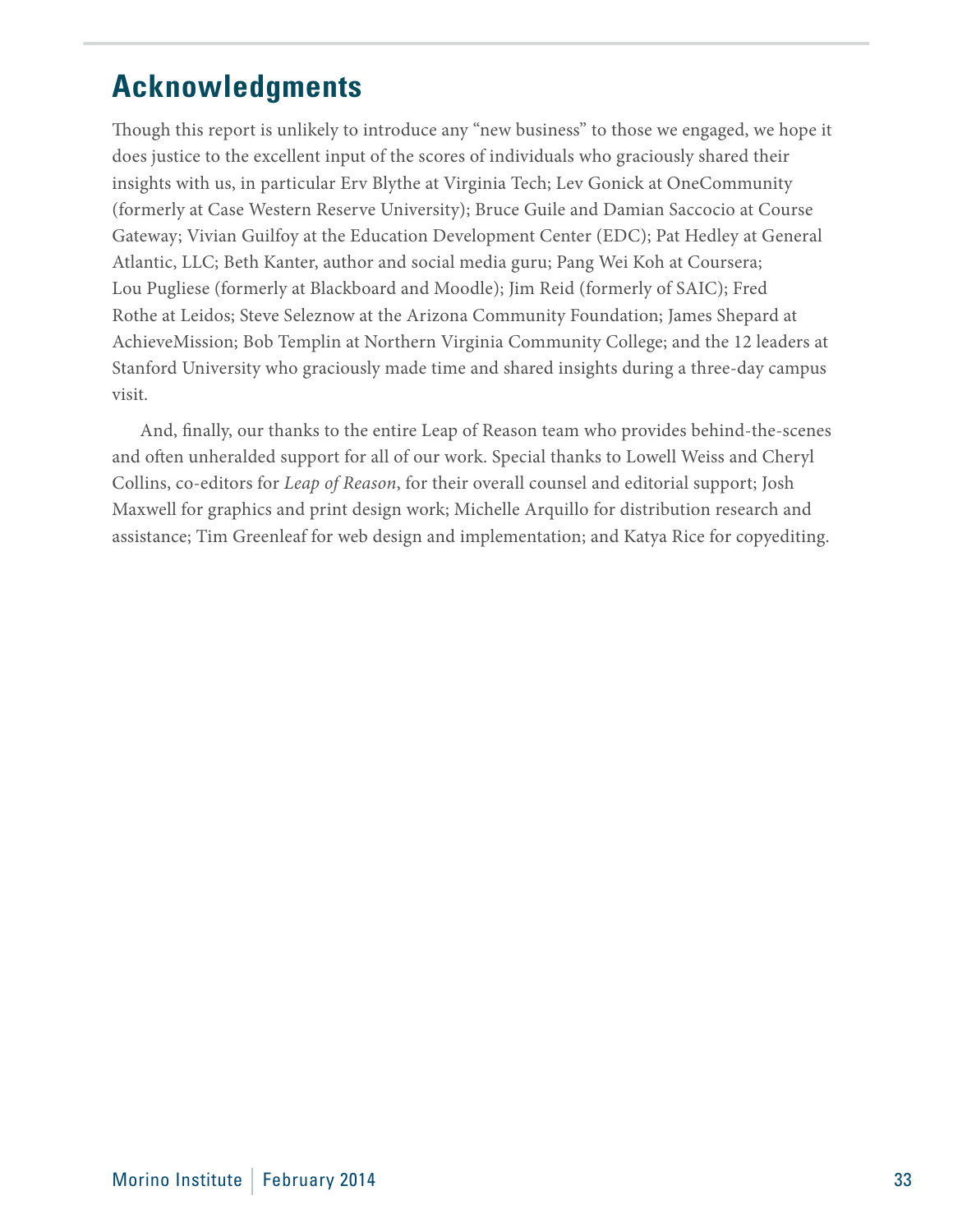## Acknowledgments

Though this report is unlikely to introduce any "new business" to those we engaged, we hope it does justice to the excellent input of the scores of individuals who graciously shared their insights with us, in particular Erv Blythe at Virginia Tech; Lev Gonick at OneCommunity (formerly at Case Western Reserve University); Bruce Guile and Damian Saccocio at Course Gateway; Vivian Guilfoy at the Education Development Center (EDC); Pat Hedley at General Atlantic, LLC; Beth Kanter, author and social media guru; Pang Wei Koh at Coursera; Lou Pugliese (formerly at Blackboard and Moodle); Jim Reid (formerly of SAIC); Fred Rothe at Leidos; Steve Seleznow at the Arizona Community Foundation; James Shepard at AchieveMission; Bob Templin at Northern Virginia Community College; and the 12 leaders at Stanford University who graciously made time and shared insights during a three-day campus visit.

And, finally, our thanks to the entire Leap of Reason team who provides behind-the-scenes and often unheralded support for all of our work. Special thanks to Lowell Weiss and Cheryl Collins, co-editors for *Leap of Reason*, for their overall counsel and editorial support; Josh Maxwell for graphics and print design work; Michelle Arquillo for distribution research and assistance; Tim Greenleaf for web design and implementation; and Katya Rice for copyediting.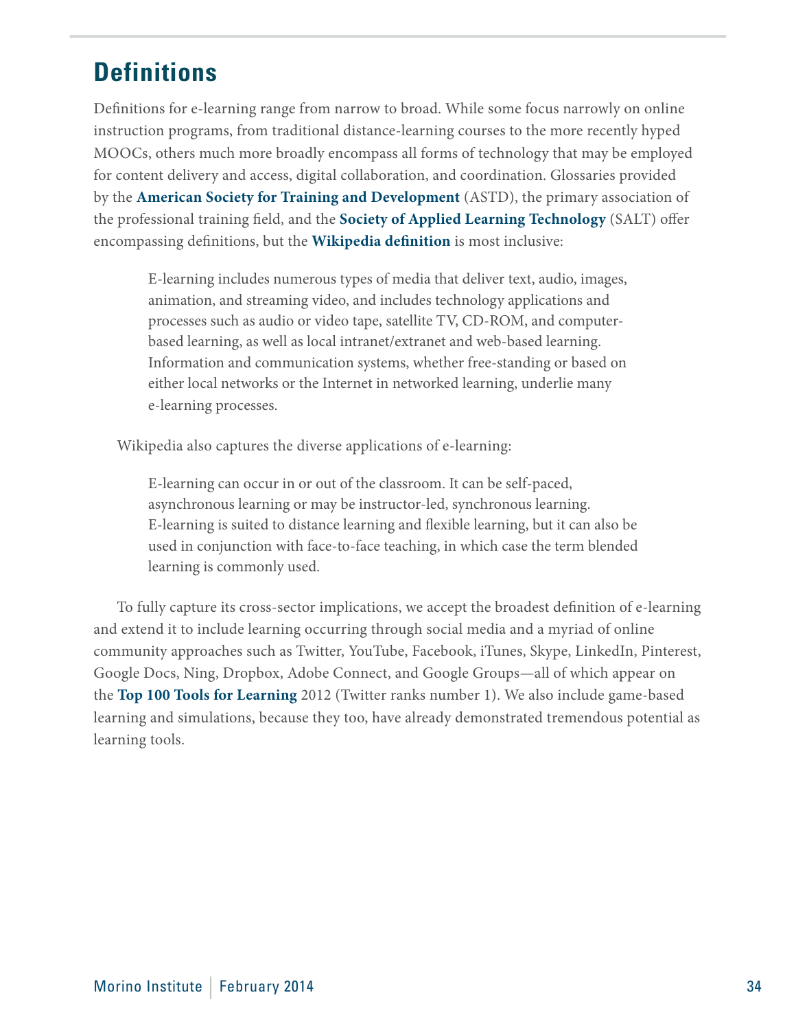## Definitions

Definitions for e-learning range from narrow to broad. While some focus narrowly on online instruction programs, from traditional distance-learning courses to the more recently hyped MOOCs, others much more broadly encompass all forms of technology that may be employed for content delivery and access, digital collaboration, and coordination. Glossaries provided by the **American Society for Training and Development** (ASTD), the primary association of the professional training field, and the **Society of Applied Learning Technology** (SALT) offer encompassing definitions, but the **Wikipedia definition** is most inclusive:

> E-learning includes numerous types of media that deliver text, audio, images, animation, and streaming video, and includes technology applications and processes such as audio or video tape, satellite TV, CD-ROM, and computer-based learning, as well as local intranet/extranet and web-based learning. Information and communication systems, whether free-standing or based on either local networks or the Internet in networked learning, underlie many e-learning processes.

Wikipedia also captures the diverse applications of e-learning:

> E-learning can occur in or out of the classroom. It can be self-paced, asynchronous learning or may be instructor-led, synchronous learning. E-learning is suited to distance learning and flexible learning, but it can also be used in conjunction with face-to-face teaching, in which case the term blended learning is commonly used.

To fully capture its cross-sector implications, we accept the broadest definition of e-learning and extend it to include learning occurring through social media and a myriad of online community approaches such as Twitter, YouTube, Facebook, iTunes, Skype, LinkedIn, Pinterest, Google Docs, Ning, Dropbox, Adobe Connect, and Google Groups—all of which appear on the **Top 100 Tools for Learning** 2012 (Twitter ranks number 1). We also include game-based learning and simulations, because they too, have already demonstrated tremendous potential as learning tools.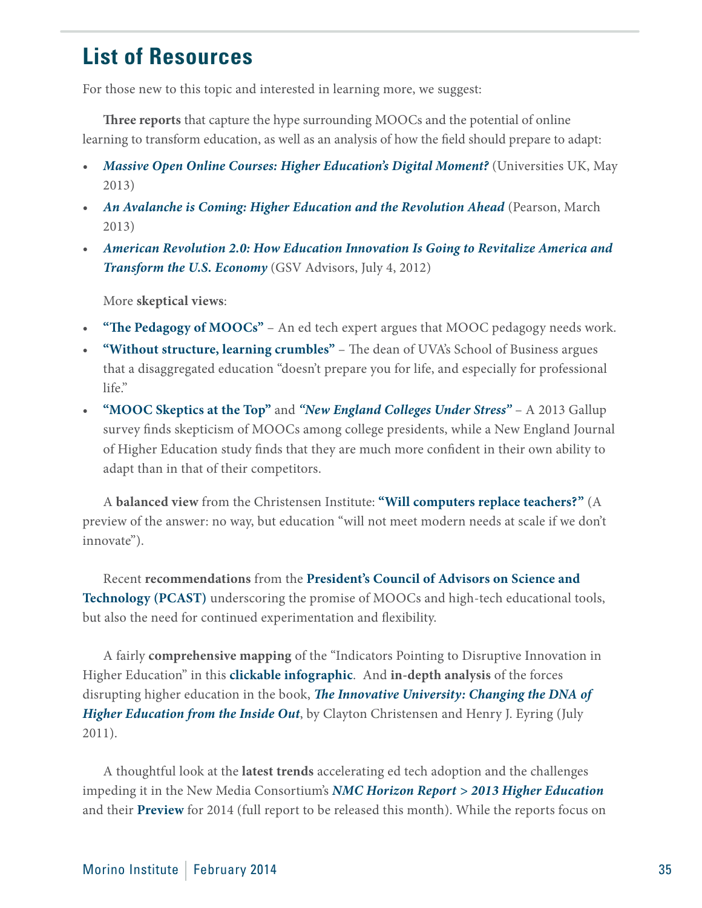## List of Resources

For those new to this topic and interested in learning more, we suggest:

**Three reports** that capture the hype surrounding MOOCs and the potential of online learning to transform education, as well as an analysis of how the field should prepare to adapt:

- ***Massive Open Online Courses: Higher Education's Digital Moment?*** (Universities UK, May 2013)
- ***An Avalanche is Coming: Higher Education and the Revolution Ahead*** (Pearson, March 2013)
- ***American Revolution 2.0: How Education Innovation Is Going to Revitalize America and Transform the U.S. Economy*** (GSV Advisors, July 4, 2012)

More **skeptical views**:

- **"The Pedagogy of MOOCs"** – An ed tech expert argues that MOOC pedagogy needs work.
- **"Without structure, learning crumbles"** – The dean of UVA's School of Business argues that a disaggregated education "doesn't prepare you for life, and especially for professional life."
- **"MOOC Skeptics at the Top"** and ***"New England Colleges Under Stress"*** – A 2013 Gallup survey finds skepticism of MOOCs among college presidents, while a New England Journal of Higher Education study finds that they are much more confident in their own ability to adapt than in that of their competitors.

A **balanced view** from the Christensen Institute: **"Will computers replace teachers?"** (A preview of the answer: no way, but education "will not meet modern needs at scale if we don't innovate").

Recent **recommendations** from the **President's Council of Advisors on Science and Technology (PCAST)** underscoring the promise of MOOCs and high-tech educational tools, but also the need for continued experimentation and flexibility.

A fairly **comprehensive mapping** of the "Indicators Pointing to Disruptive Innovation in Higher Education" in this **clickable infographic**. And **in-depth analysis** of the forces disrupting higher education in the book, ***The Innovative University: Changing the DNA of Higher Education from the Inside Out***, by Clayton Christensen and Henry J. Eyring (July 2011).

A thoughtful look at the **latest trends** accelerating ed tech adoption and the challenges impeding it in the New Media Consortium's ***NMC Horizon Report > 2013 Higher Education*** and their **Preview** for 2014 (full report to be released this month). While the reports focus on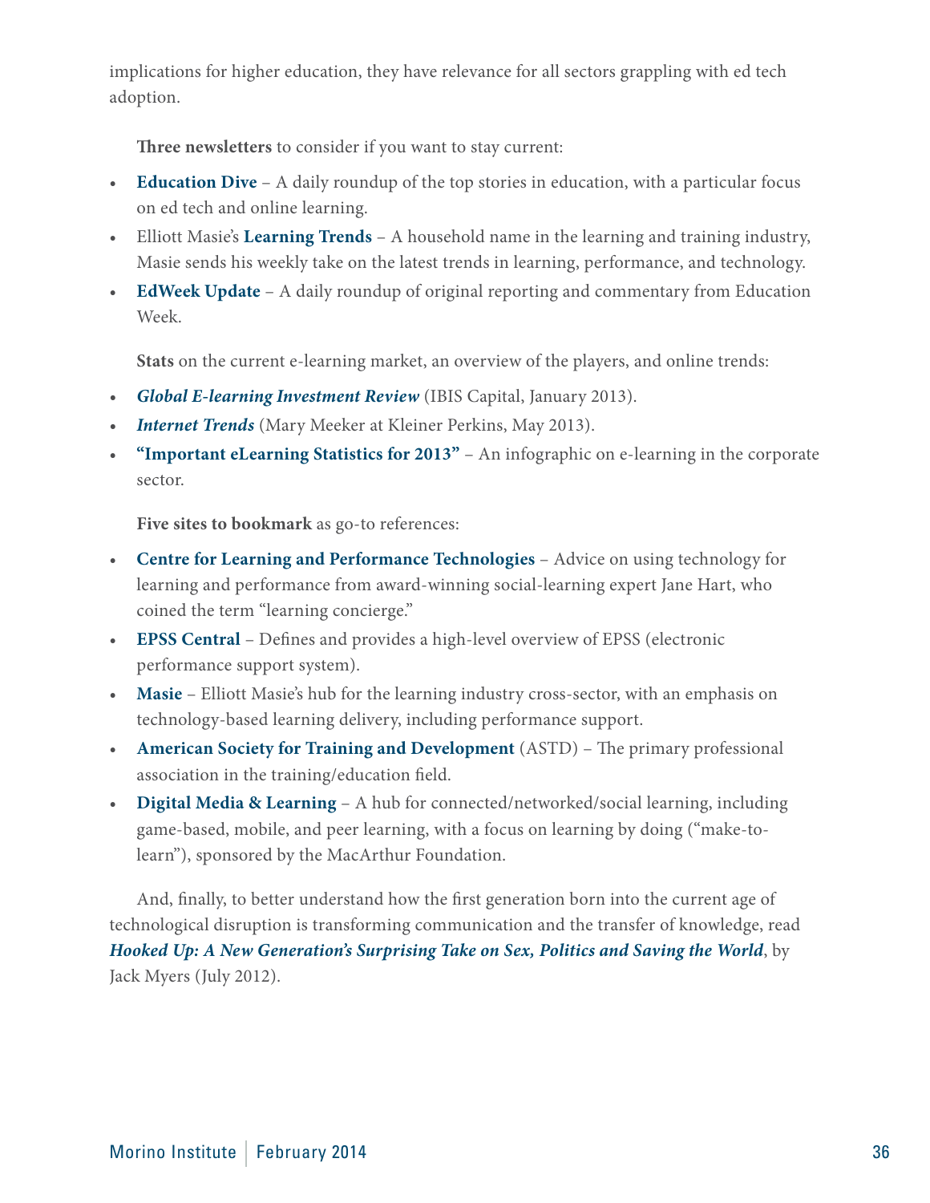implications for higher education, they have relevance for all sectors grappling with ed tech adoption.

**Three newsletters** to consider if you want to stay current:

- **Education Dive** – A daily roundup of the top stories in education, with a particular focus on ed tech and online learning.
- Elliott Masie's **Learning Trends** – A household name in the learning and training industry, Masie sends his weekly take on the latest trends in learning, performance, and technology.
- **EdWeek Update** – A daily roundup of original reporting and commentary from Education Week.

**Stats** on the current e-learning market, an overview of the players, and online trends:

- ***Global E-learning Investment Review*** (IBIS Capital, January 2013).
- ***Internet Trends*** (Mary Meeker at Kleiner Perkins, May 2013).
- **"Important eLearning Statistics for 2013"** – An infographic on e-learning in the corporate sector.

**Five sites to bookmark** as go-to references:

- **Centre for Learning and Performance Technologies** – Advice on using technology for learning and performance from award-winning social-learning expert Jane Hart, who coined the term "learning concierge."
- **EPSS Central** – Defines and provides a high-level overview of EPSS (electronic performance support system).
- **Masie** – Elliott Masie's hub for the learning industry cross-sector, with an emphasis on technology-based learning delivery, including performance support.
- **American Society for Training and Development** (ASTD) – The primary professional association in the training/education field.
- **Digital Media & Learning** – A hub for connected/networked/social learning, including game-based, mobile, and peer learning, with a focus on learning by doing ("make-to-learn"), sponsored by the MacArthur Foundation.

And, finally, to better understand how the first generation born into the current age of technological disruption is transforming communication and the transfer of knowledge, read ***Hooked Up: A New Generation's Surprising Take on Sex, Politics and Saving the World***, by Jack Myers (July 2012).